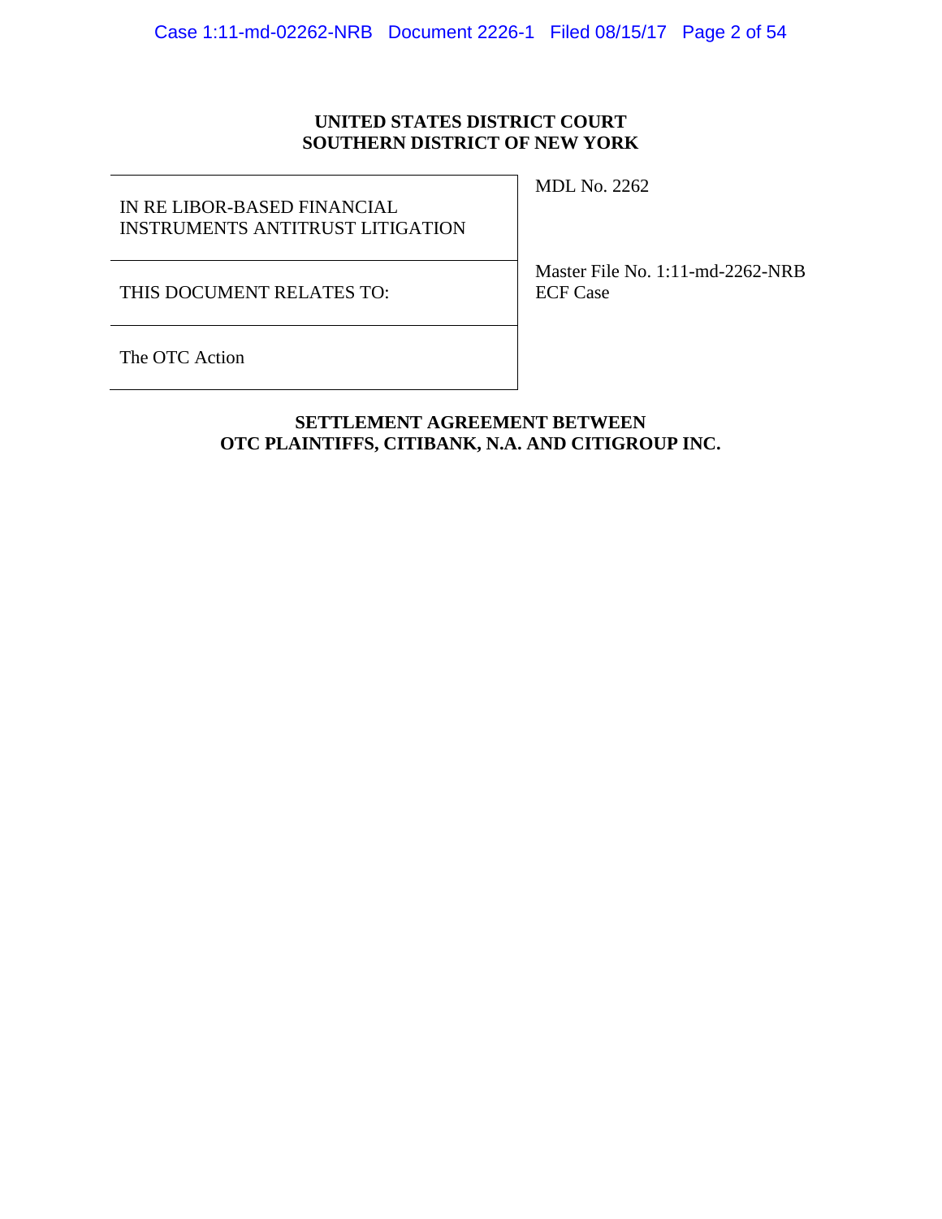**UNITED STATES DISTRICT COURT**
**SOUTHERN DISTRICT OF NEW YORK**

| | |
|---|---|
| IN RE LIBOR-BASED FINANCIAL INSTRUMENTS ANTITRUST LITIGATION | MDL No. 2262 |
| THIS DOCUMENT RELATES TO: | Master File No. 1:11-md-2262-NRB<br>ECF Case |
| The OTC Action | |

**SETTLEMENT AGREEMENT BETWEEN**
**OTC PLAINTIFFS, CITIBANK, N.A. AND CITIGROUP INC.**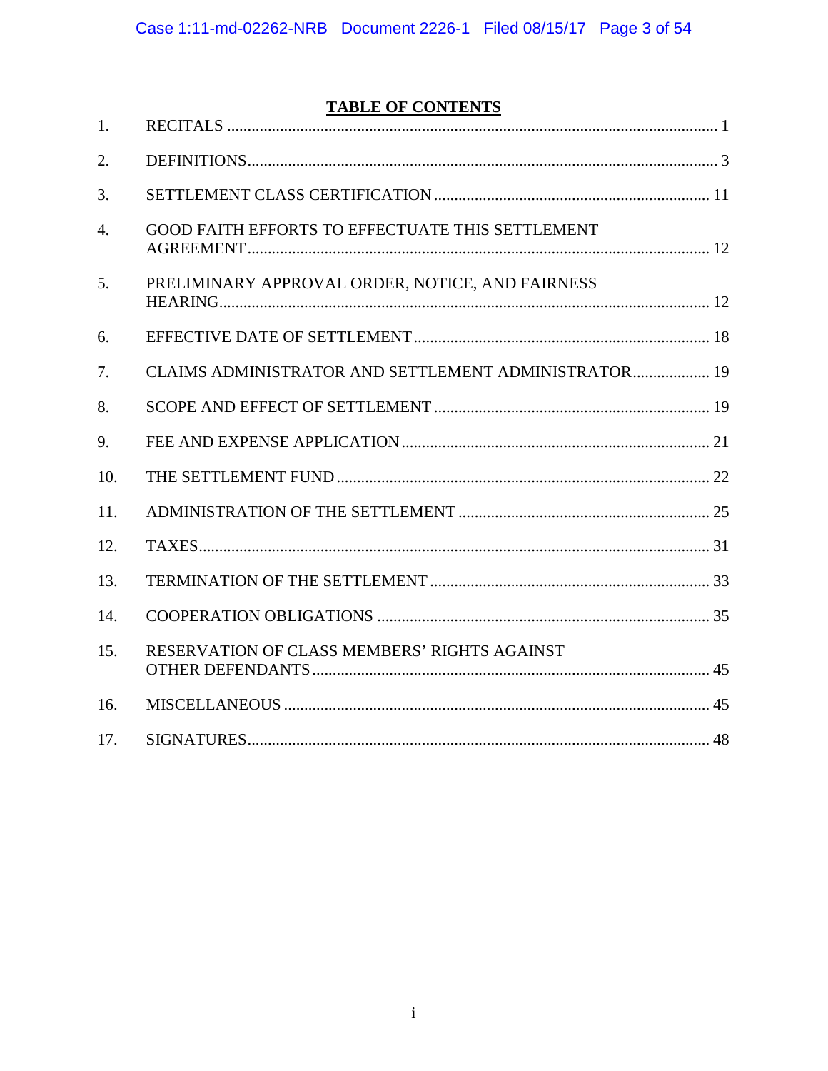## TABLE OF CONTENTS

| | | |
|---|---|---|
| 1. | RECITALS | 1 |
| 2. | DEFINITIONS | 3 |
| 3. | SETTLEMENT CLASS CERTIFICATION | 11 |
| 4. | GOOD FAITH EFFORTS TO EFFECTUATE THIS SETTLEMENT AGREEMENT | 12 |
| 5. | PRELIMINARY APPROVAL ORDER, NOTICE, AND FAIRNESS HEARING | 12 |
| 6. | EFFECTIVE DATE OF SETTLEMENT | 18 |
| 7. | CLAIMS ADMINISTRATOR AND SETTLEMENT ADMINISTRATOR | 19 |
| 8. | SCOPE AND EFFECT OF SETTLEMENT | 19 |
| 9. | FEE AND EXPENSE APPLICATION | 21 |
| 10. | THE SETTLEMENT FUND | 22 |
| 11. | ADMINISTRATION OF THE SETTLEMENT | 25 |
| 12. | TAXES | 31 |
| 13. | TERMINATION OF THE SETTLEMENT | 33 |
| 14. | COOPERATION OBLIGATIONS | 35 |
| 15. | RESERVATION OF CLASS MEMBERS' RIGHTS AGAINST OTHER DEFENDANTS | 45 |
| 16. | MISCELLANEOUS | 45 |
| 17. | SIGNATURES | 48 |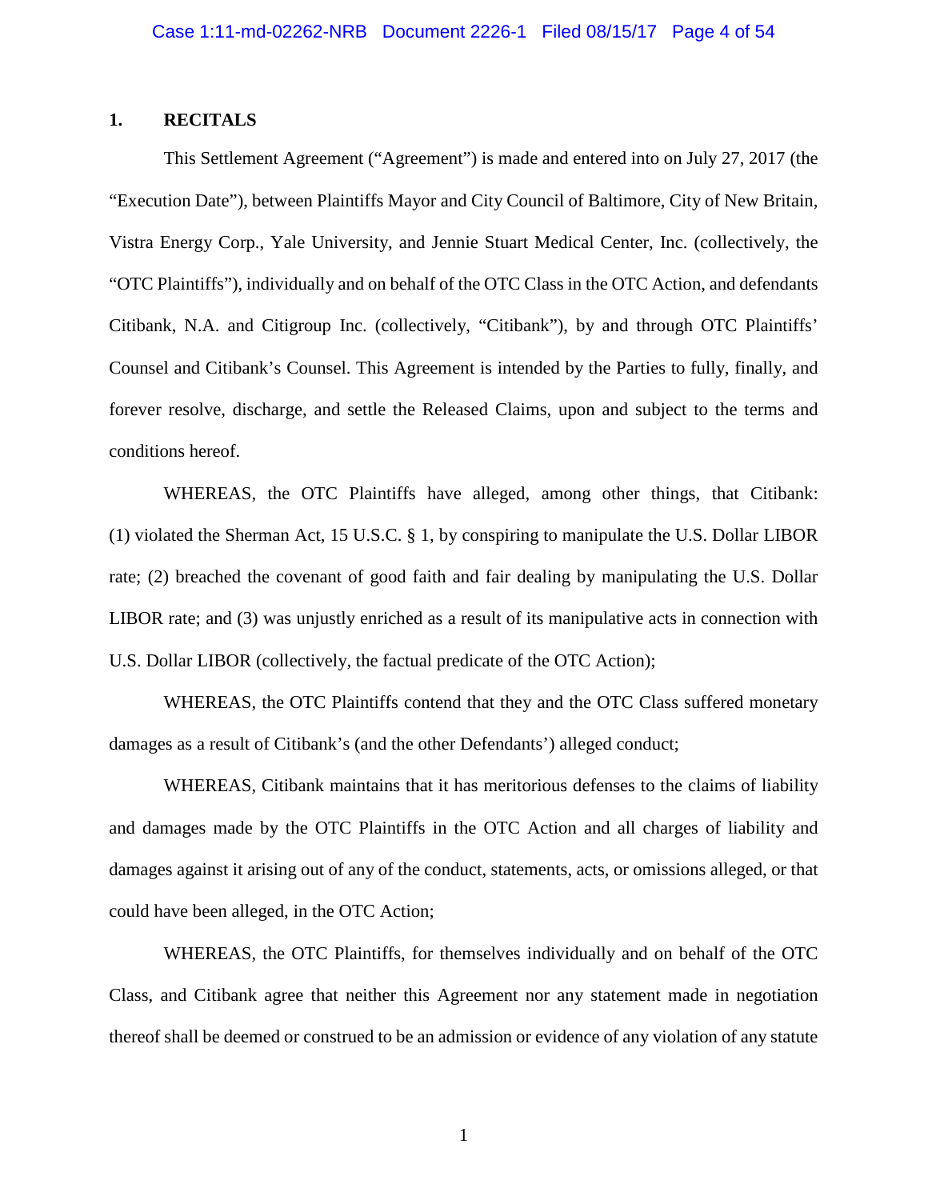## 1. RECITALS

This Settlement Agreement ("Agreement") is made and entered into on July 27, 2017 (the "Execution Date"), between Plaintiffs Mayor and City Council of Baltimore, City of New Britain, Vistra Energy Corp., Yale University, and Jennie Stuart Medical Center, Inc. (collectively, the "OTC Plaintiffs"), individually and on behalf of the OTC Class in the OTC Action, and defendants Citibank, N.A. and Citigroup Inc. (collectively, "Citibank"), by and through OTC Plaintiffs' Counsel and Citibank's Counsel. This Agreement is intended by the Parties to fully, finally, and forever resolve, discharge, and settle the Released Claims, upon and subject to the terms and conditions hereof.

WHEREAS, the OTC Plaintiffs have alleged, among other things, that Citibank: (1) violated the Sherman Act, 15 U.S.C. § 1, by conspiring to manipulate the U.S. Dollar LIBOR rate; (2) breached the covenant of good faith and fair dealing by manipulating the U.S. Dollar LIBOR rate; and (3) was unjustly enriched as a result of its manipulative acts in connection with U.S. Dollar LIBOR (collectively, the factual predicate of the OTC Action);

WHEREAS, the OTC Plaintiffs contend that they and the OTC Class suffered monetary damages as a result of Citibank's (and the other Defendants') alleged conduct;

WHEREAS, Citibank maintains that it has meritorious defenses to the claims of liability and damages made by the OTC Plaintiffs in the OTC Action and all charges of liability and damages against it arising out of any of the conduct, statements, acts, or omissions alleged, or that could have been alleged, in the OTC Action;

WHEREAS, the OTC Plaintiffs, for themselves individually and on behalf of the OTC Class, and Citibank agree that neither this Agreement nor any statement made in negotiation thereof shall be deemed or construed to be an admission or evidence of any violation of any statute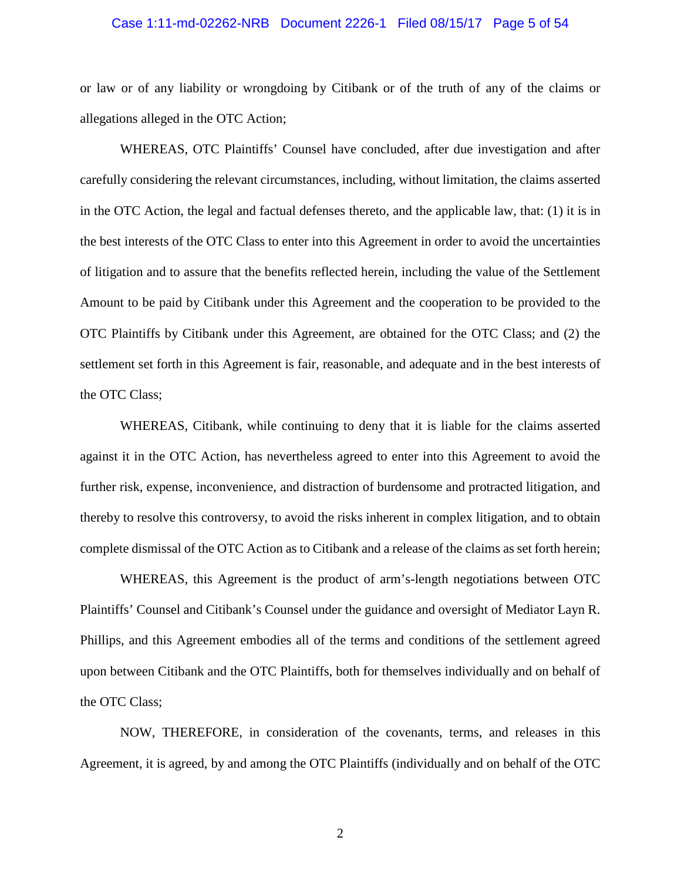or law or of any liability or wrongdoing by Citibank or of the truth of any of the claims or allegations alleged in the OTC Action;

WHEREAS, OTC Plaintiffs' Counsel have concluded, after due investigation and after carefully considering the relevant circumstances, including, without limitation, the claims asserted in the OTC Action, the legal and factual defenses thereto, and the applicable law, that: (1) it is in the best interests of the OTC Class to enter into this Agreement in order to avoid the uncertainties of litigation and to assure that the benefits reflected herein, including the value of the Settlement Amount to be paid by Citibank under this Agreement and the cooperation to be provided to the OTC Plaintiffs by Citibank under this Agreement, are obtained for the OTC Class; and (2) the settlement set forth in this Agreement is fair, reasonable, and adequate and in the best interests of the OTC Class;

WHEREAS, Citibank, while continuing to deny that it is liable for the claims asserted against it in the OTC Action, has nevertheless agreed to enter into this Agreement to avoid the further risk, expense, inconvenience, and distraction of burdensome and protracted litigation, and thereby to resolve this controversy, to avoid the risks inherent in complex litigation, and to obtain complete dismissal of the OTC Action as to Citibank and a release of the claims as set forth herein;

WHEREAS, this Agreement is the product of arm's-length negotiations between OTC Plaintiffs' Counsel and Citibank's Counsel under the guidance and oversight of Mediator Layn R. Phillips, and this Agreement embodies all of the terms and conditions of the settlement agreed upon between Citibank and the OTC Plaintiffs, both for themselves individually and on behalf of the OTC Class;

NOW, THEREFORE, in consideration of the covenants, terms, and releases in this Agreement, it is agreed, by and among the OTC Plaintiffs (individually and on behalf of the OTC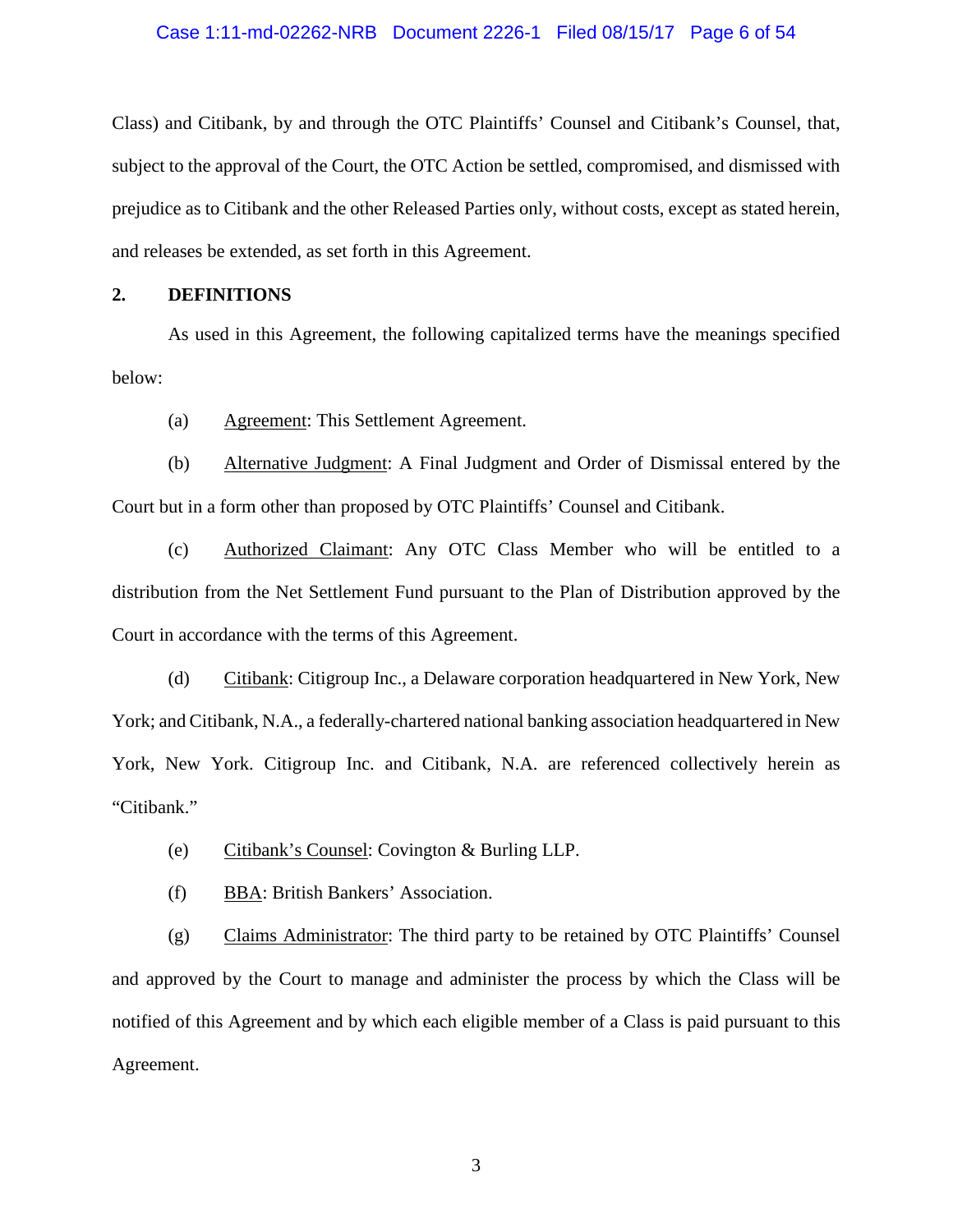Class) and Citibank, by and through the OTC Plaintiffs' Counsel and Citibank's Counsel, that, subject to the approval of the Court, the OTC Action be settled, compromised, and dismissed with prejudice as to Citibank and the other Released Parties only, without costs, except as stated herein, and releases be extended, as set forth in this Agreement.

## 2. DEFINITIONS

As used in this Agreement, the following capitalized terms have the meanings specified below:

(a) Agreement: This Settlement Agreement.

(b) Alternative Judgment: A Final Judgment and Order of Dismissal entered by the Court but in a form other than proposed by OTC Plaintiffs' Counsel and Citibank.

(c) Authorized Claimant: Any OTC Class Member who will be entitled to a distribution from the Net Settlement Fund pursuant to the Plan of Distribution approved by the Court in accordance with the terms of this Agreement.

(d) Citibank: Citigroup Inc., a Delaware corporation headquartered in New York, New York; and Citibank, N.A., a federally-chartered national banking association headquartered in New York, New York. Citigroup Inc. and Citibank, N.A. are referenced collectively herein as "Citibank."

(e) Citibank's Counsel: Covington & Burling LLP.

(f) BBA: British Bankers' Association.

(g) Claims Administrator: The third party to be retained by OTC Plaintiffs' Counsel and approved by the Court to manage and administer the process by which the Class will be notified of this Agreement and by which each eligible member of a Class is paid pursuant to this Agreement.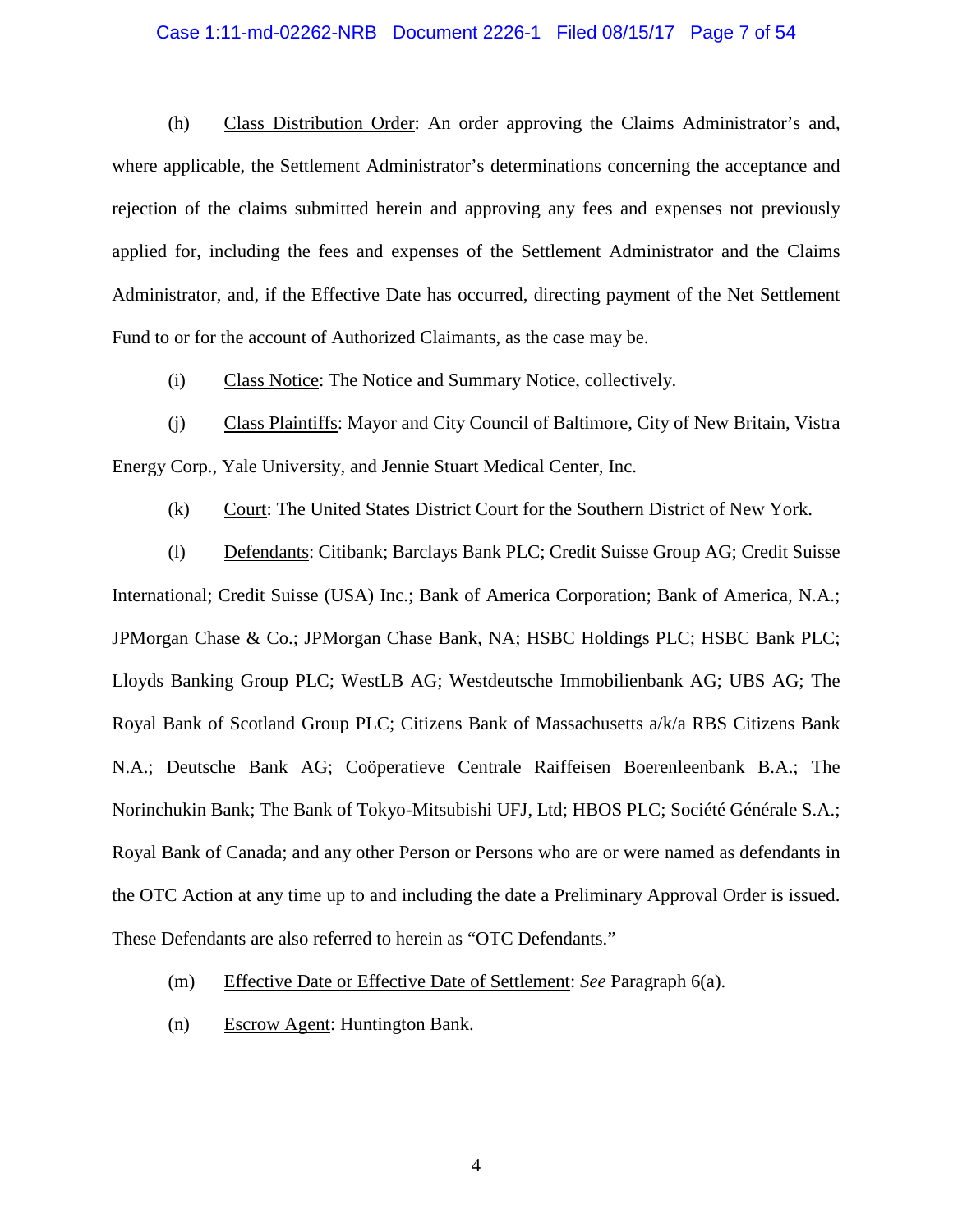(h) Class Distribution Order: An order approving the Claims Administrator's and, where applicable, the Settlement Administrator's determinations concerning the acceptance and rejection of the claims submitted herein and approving any fees and expenses not previously applied for, including the fees and expenses of the Settlement Administrator and the Claims Administrator, and, if the Effective Date has occurred, directing payment of the Net Settlement Fund to or for the account of Authorized Claimants, as the case may be.

(i) Class Notice: The Notice and Summary Notice, collectively.

(j) Class Plaintiffs: Mayor and City Council of Baltimore, City of New Britain, Vistra Energy Corp., Yale University, and Jennie Stuart Medical Center, Inc.

(k) Court: The United States District Court for the Southern District of New York.

(l) Defendants: Citibank; Barclays Bank PLC; Credit Suisse Group AG; Credit Suisse International; Credit Suisse (USA) Inc.; Bank of America Corporation; Bank of America, N.A.; JPMorgan Chase & Co.; JPMorgan Chase Bank, NA; HSBC Holdings PLC; HSBC Bank PLC; Lloyds Banking Group PLC; WestLB AG; Westdeutsche Immobilienbank AG; UBS AG; The Royal Bank of Scotland Group PLC; Citizens Bank of Massachusetts a/k/a RBS Citizens Bank N.A.; Deutsche Bank AG; Coöperatieve Centrale Raiffeisen Boerenleenbank B.A.; The Norinchukin Bank; The Bank of Tokyo-Mitsubishi UFJ, Ltd; HBOS PLC; Société Générale S.A.; Royal Bank of Canada; and any other Person or Persons who are or were named as defendants in the OTC Action at any time up to and including the date a Preliminary Approval Order is issued. These Defendants are also referred to herein as "OTC Defendants."

(m) Effective Date or Effective Date of Settlement: *See* Paragraph 6(a).

(n) Escrow Agent: Huntington Bank.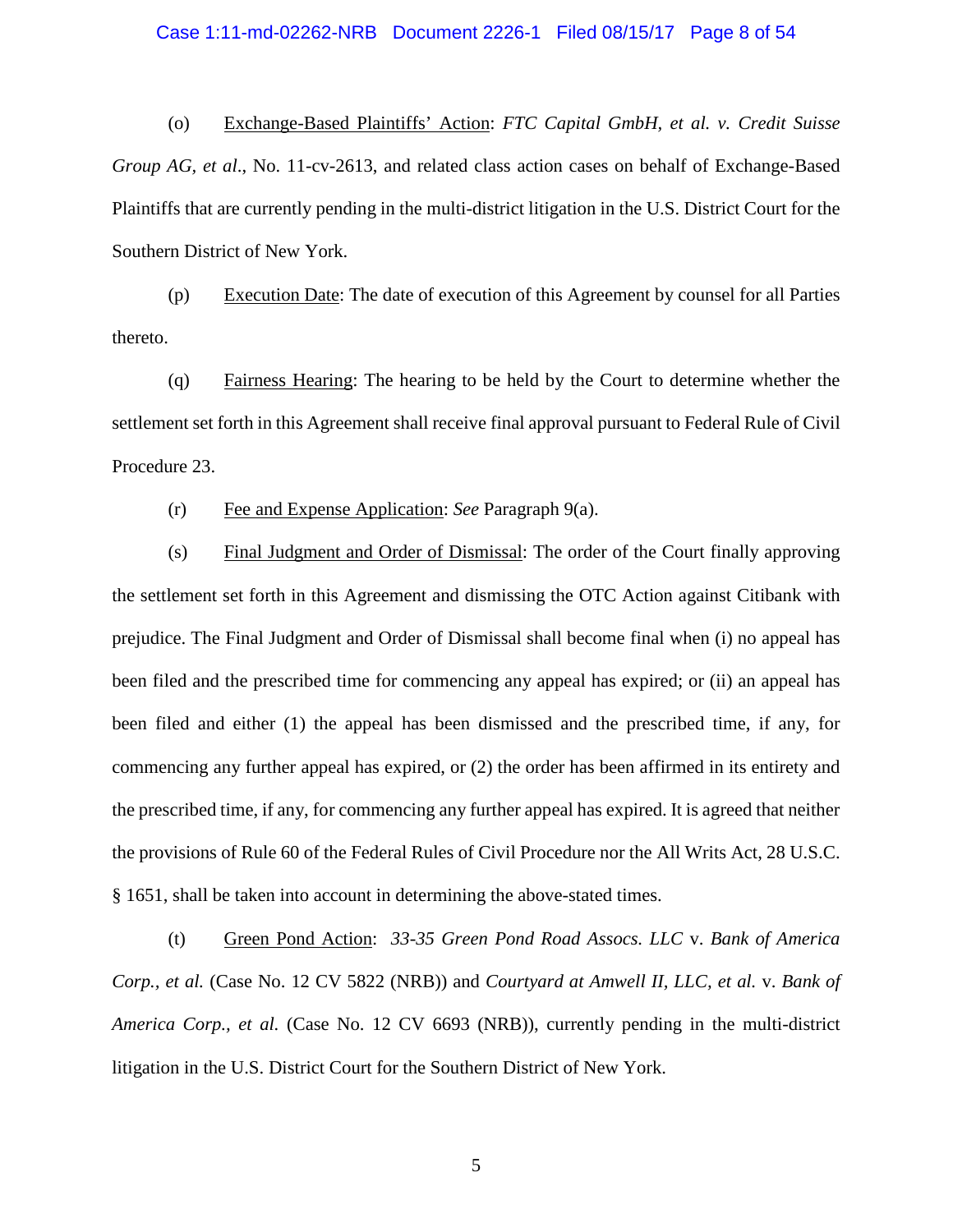(o) Exchange-Based Plaintiffs' Action: *FTC Capital GmbH, et al. v. Credit Suisse Group AG, et al*., No. 11-cv-2613, and related class action cases on behalf of Exchange-Based Plaintiffs that are currently pending in the multi-district litigation in the U.S. District Court for the Southern District of New York.

(p) Execution Date: The date of execution of this Agreement by counsel for all Parties thereto.

(q) Fairness Hearing: The hearing to be held by the Court to determine whether the settlement set forth in this Agreement shall receive final approval pursuant to Federal Rule of Civil Procedure 23.

(r) Fee and Expense Application: *See* Paragraph 9(a).

(s) Final Judgment and Order of Dismissal: The order of the Court finally approving the settlement set forth in this Agreement and dismissing the OTC Action against Citibank with prejudice. The Final Judgment and Order of Dismissal shall become final when (i) no appeal has been filed and the prescribed time for commencing any appeal has expired; or (ii) an appeal has been filed and either (1) the appeal has been dismissed and the prescribed time, if any, for commencing any further appeal has expired, or (2) the order has been affirmed in its entirety and the prescribed time, if any, for commencing any further appeal has expired. It is agreed that neither the provisions of Rule 60 of the Federal Rules of Civil Procedure nor the All Writs Act, 28 U.S.C. § 1651, shall be taken into account in determining the above-stated times.

(t) Green Pond Action: *33-35 Green Pond Road Assocs. LLC* v. *Bank of America Corp., et al.* (Case No. 12 CV 5822 (NRB)) and *Courtyard at Amwell II, LLC, et al.* v. *Bank of America Corp., et al.* (Case No. 12 CV 6693 (NRB)), currently pending in the multi-district litigation in the U.S. District Court for the Southern District of New York.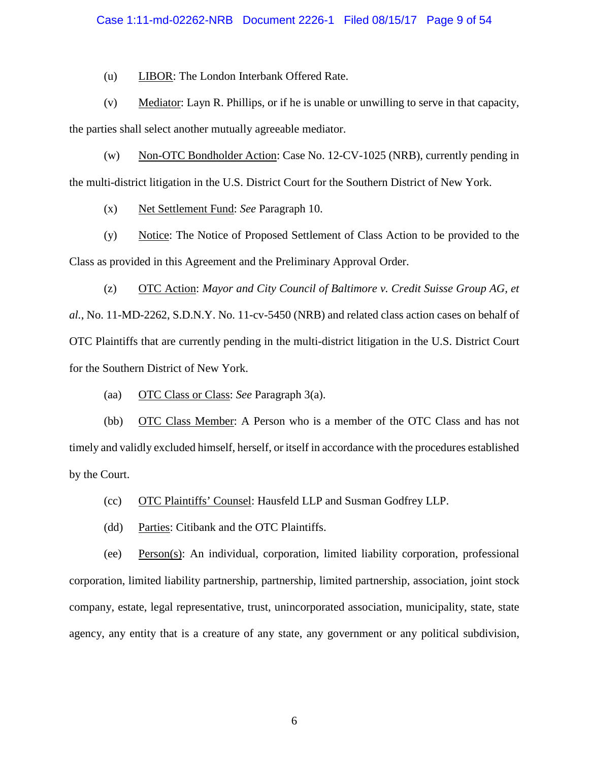(u) LIBOR: The London Interbank Offered Rate.

(v) Mediator: Layn R. Phillips, or if he is unable or unwilling to serve in that capacity, the parties shall select another mutually agreeable mediator.

(w) Non-OTC Bondholder Action: Case No. 12-CV-1025 (NRB), currently pending in the multi-district litigation in the U.S. District Court for the Southern District of New York.

(x) Net Settlement Fund: *See* Paragraph 10.

(y) Notice: The Notice of Proposed Settlement of Class Action to be provided to the Class as provided in this Agreement and the Preliminary Approval Order.

(z) OTC Action: *Mayor and City Council of Baltimore v. Credit Suisse Group AG, et al.*, No. 11-MD-2262, S.D.N.Y. No. 11-cv-5450 (NRB) and related class action cases on behalf of OTC Plaintiffs that are currently pending in the multi-district litigation in the U.S. District Court for the Southern District of New York.

(aa) OTC Class or Class: *See* Paragraph 3(a).

(bb) OTC Class Member: A Person who is a member of the OTC Class and has not timely and validly excluded himself, herself, or itself in accordance with the procedures established by the Court.

(cc) OTC Plaintiffs' Counsel: Hausfeld LLP and Susman Godfrey LLP.

(dd) Parties: Citibank and the OTC Plaintiffs.

(ee) Person(s): An individual, corporation, limited liability corporation, professional corporation, limited liability partnership, partnership, limited partnership, association, joint stock company, estate, legal representative, trust, unincorporated association, municipality, state, state agency, any entity that is a creature of any state, any government or any political subdivision,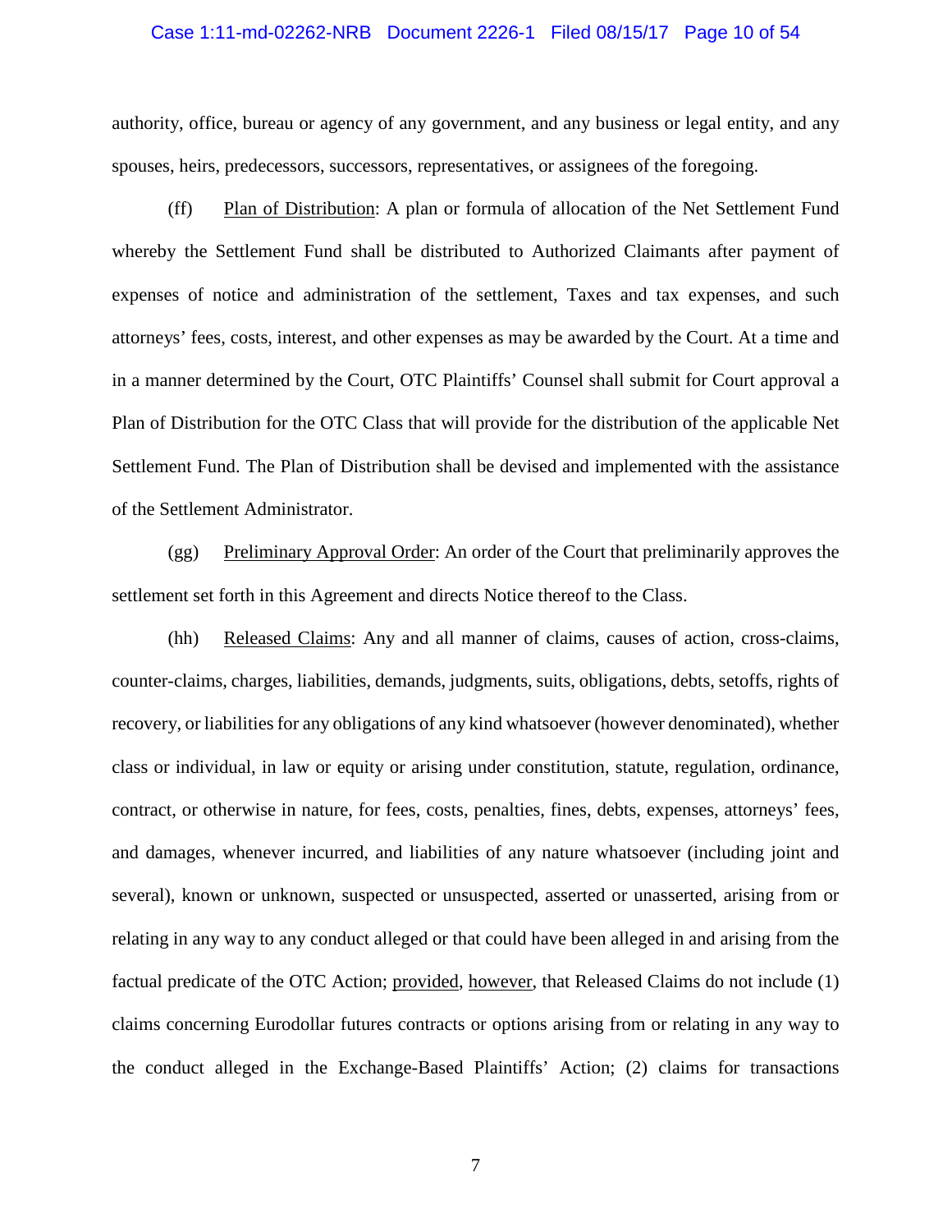authority, office, bureau or agency of any government, and any business or legal entity, and any spouses, heirs, predecessors, successors, representatives, or assignees of the foregoing.

(ff) Plan of Distribution: A plan or formula of allocation of the Net Settlement Fund whereby the Settlement Fund shall be distributed to Authorized Claimants after payment of expenses of notice and administration of the settlement, Taxes and tax expenses, and such attorneys' fees, costs, interest, and other expenses as may be awarded by the Court. At a time and in a manner determined by the Court, OTC Plaintiffs' Counsel shall submit for Court approval a Plan of Distribution for the OTC Class that will provide for the distribution of the applicable Net Settlement Fund. The Plan of Distribution shall be devised and implemented with the assistance of the Settlement Administrator.

(gg) Preliminary Approval Order: An order of the Court that preliminarily approves the settlement set forth in this Agreement and directs Notice thereof to the Class.

(hh) Released Claims: Any and all manner of claims, causes of action, cross-claims, counter-claims, charges, liabilities, demands, judgments, suits, obligations, debts, setoffs, rights of recovery, or liabilities for any obligations of any kind whatsoever (however denominated), whether class or individual, in law or equity or arising under constitution, statute, regulation, ordinance, contract, or otherwise in nature, for fees, costs, penalties, fines, debts, expenses, attorneys' fees, and damages, whenever incurred, and liabilities of any nature whatsoever (including joint and several), known or unknown, suspected or unsuspected, asserted or unasserted, arising from or relating in any way to any conduct alleged or that could have been alleged in and arising from the factual predicate of the OTC Action; provided, however, that Released Claims do not include (1) claims concerning Eurodollar futures contracts or options arising from or relating in any way to the conduct alleged in the Exchange-Based Plaintiffs' Action; (2) claims for transactions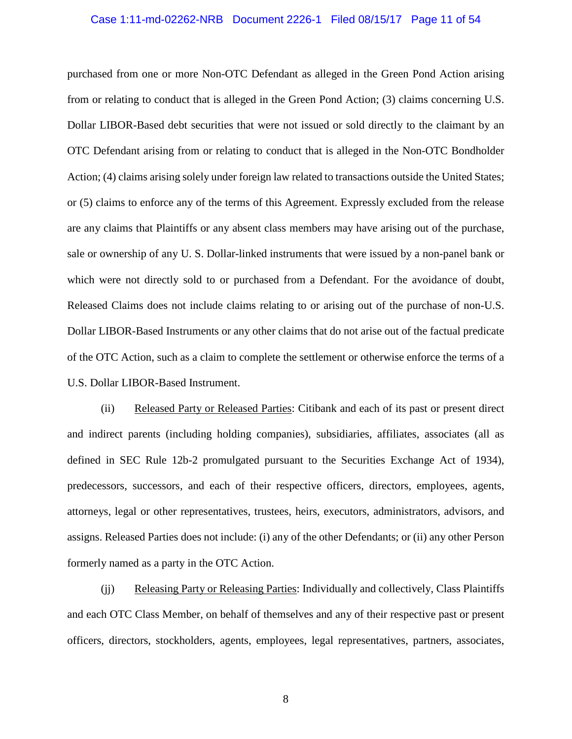purchased from one or more Non-OTC Defendant as alleged in the Green Pond Action arising from or relating to conduct that is alleged in the Green Pond Action; (3) claims concerning U.S. Dollar LIBOR-Based debt securities that were not issued or sold directly to the claimant by an OTC Defendant arising from or relating to conduct that is alleged in the Non-OTC Bondholder Action; (4) claims arising solely under foreign law related to transactions outside the United States; or (5) claims to enforce any of the terms of this Agreement. Expressly excluded from the release are any claims that Plaintiffs or any absent class members may have arising out of the purchase, sale or ownership of any U. S. Dollar-linked instruments that were issued by a non-panel bank or which were not directly sold to or purchased from a Defendant. For the avoidance of doubt, Released Claims does not include claims relating to or arising out of the purchase of non-U.S. Dollar LIBOR-Based Instruments or any other claims that do not arise out of the factual predicate of the OTC Action, such as a claim to complete the settlement or otherwise enforce the terms of a U.S. Dollar LIBOR-Based Instrument.

(ii) <u>Released Party or Released Parties</u>: Citibank and each of its past or present direct and indirect parents (including holding companies), subsidiaries, affiliates, associates (all as defined in SEC Rule 12b-2 promulgated pursuant to the Securities Exchange Act of 1934), predecessors, successors, and each of their respective officers, directors, employees, agents, attorneys, legal or other representatives, trustees, heirs, executors, administrators, advisors, and assigns. Released Parties does not include: (i) any of the other Defendants; or (ii) any other Person formerly named as a party in the OTC Action.

(jj) <u>Releasing Party or Releasing Parties</u>: Individually and collectively, Class Plaintiffs and each OTC Class Member, on behalf of themselves and any of their respective past or present officers, directors, stockholders, agents, employees, legal representatives, partners, associates,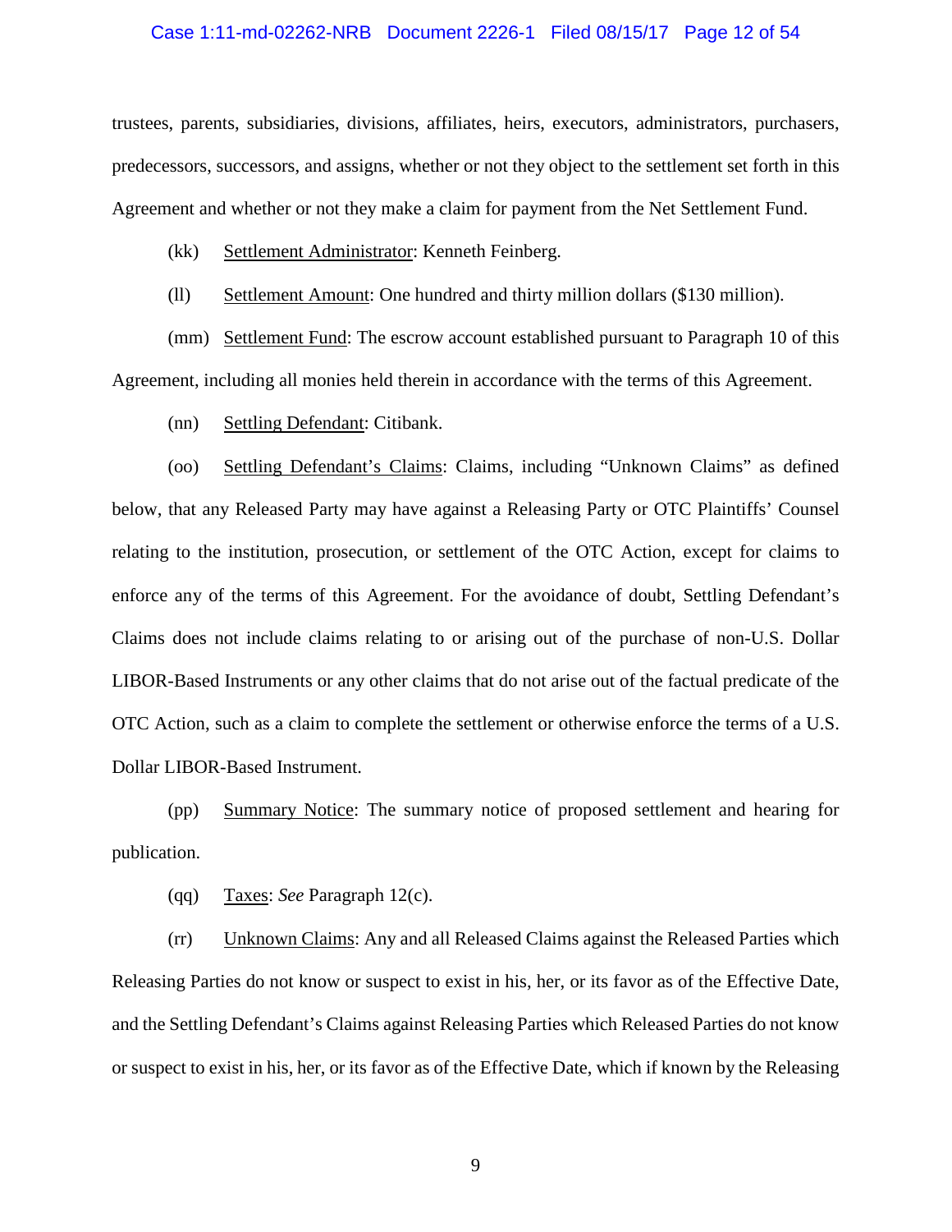trustees, parents, subsidiaries, divisions, affiliates, heirs, executors, administrators, purchasers, predecessors, successors, and assigns, whether or not they object to the settlement set forth in this Agreement and whether or not they make a claim for payment from the Net Settlement Fund.

(kk) Settlement Administrator: Kenneth Feinberg.

(ll) Settlement Amount: One hundred and thirty million dollars ($130 million).

(mm) Settlement Fund: The escrow account established pursuant to Paragraph 10 of this Agreement, including all monies held therein in accordance with the terms of this Agreement.

(nn) Settling Defendant: Citibank.

(oo) Settling Defendant's Claims: Claims, including "Unknown Claims" as defined below, that any Released Party may have against a Releasing Party or OTC Plaintiffs' Counsel relating to the institution, prosecution, or settlement of the OTC Action, except for claims to enforce any of the terms of this Agreement. For the avoidance of doubt, Settling Defendant's Claims does not include claims relating to or arising out of the purchase of non-U.S. Dollar LIBOR-Based Instruments or any other claims that do not arise out of the factual predicate of the OTC Action, such as a claim to complete the settlement or otherwise enforce the terms of a U.S. Dollar LIBOR-Based Instrument.

(pp) Summary Notice: The summary notice of proposed settlement and hearing for publication.

(qq) Taxes: *See* Paragraph 12(c).

(rr) Unknown Claims: Any and all Released Claims against the Released Parties which Releasing Parties do not know or suspect to exist in his, her, or its favor as of the Effective Date, and the Settling Defendant's Claims against Releasing Parties which Released Parties do not know or suspect to exist in his, her, or its favor as of the Effective Date, which if known by the Releasing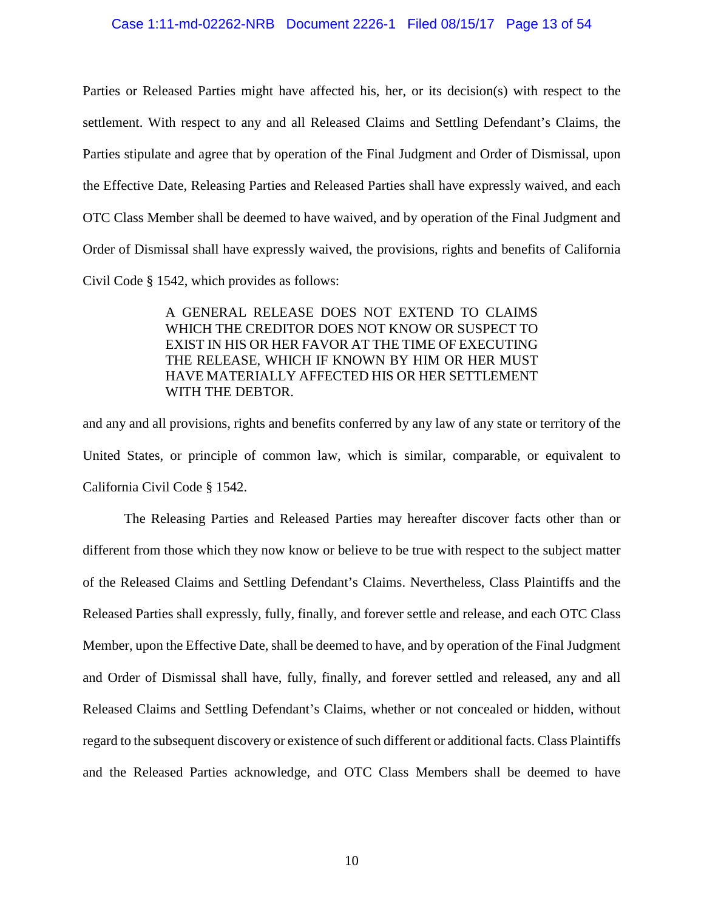Parties or Released Parties might have affected his, her, or its decision(s) with respect to the settlement. With respect to any and all Released Claims and Settling Defendant's Claims, the Parties stipulate and agree that by operation of the Final Judgment and Order of Dismissal, upon the Effective Date, Releasing Parties and Released Parties shall have expressly waived, and each OTC Class Member shall be deemed to have waived, and by operation of the Final Judgment and Order of Dismissal shall have expressly waived, the provisions, rights and benefits of California Civil Code § 1542, which provides as follows:

> A GENERAL RELEASE DOES NOT EXTEND TO CLAIMS WHICH THE CREDITOR DOES NOT KNOW OR SUSPECT TO EXIST IN HIS OR HER FAVOR AT THE TIME OF EXECUTING THE RELEASE, WHICH IF KNOWN BY HIM OR HER MUST HAVE MATERIALLY AFFECTED HIS OR HER SETTLEMENT WITH THE DEBTOR.

and any and all provisions, rights and benefits conferred by any law of any state or territory of the United States, or principle of common law, which is similar, comparable, or equivalent to California Civil Code § 1542.

The Releasing Parties and Released Parties may hereafter discover facts other than or different from those which they now know or believe to be true with respect to the subject matter of the Released Claims and Settling Defendant's Claims. Nevertheless, Class Plaintiffs and the Released Parties shall expressly, fully, finally, and forever settle and release, and each OTC Class Member, upon the Effective Date, shall be deemed to have, and by operation of the Final Judgment and Order of Dismissal shall have, fully, finally, and forever settled and released, any and all Released Claims and Settling Defendant's Claims, whether or not concealed or hidden, without regard to the subsequent discovery or existence of such different or additional facts. Class Plaintiffs and the Released Parties acknowledge, and OTC Class Members shall be deemed to have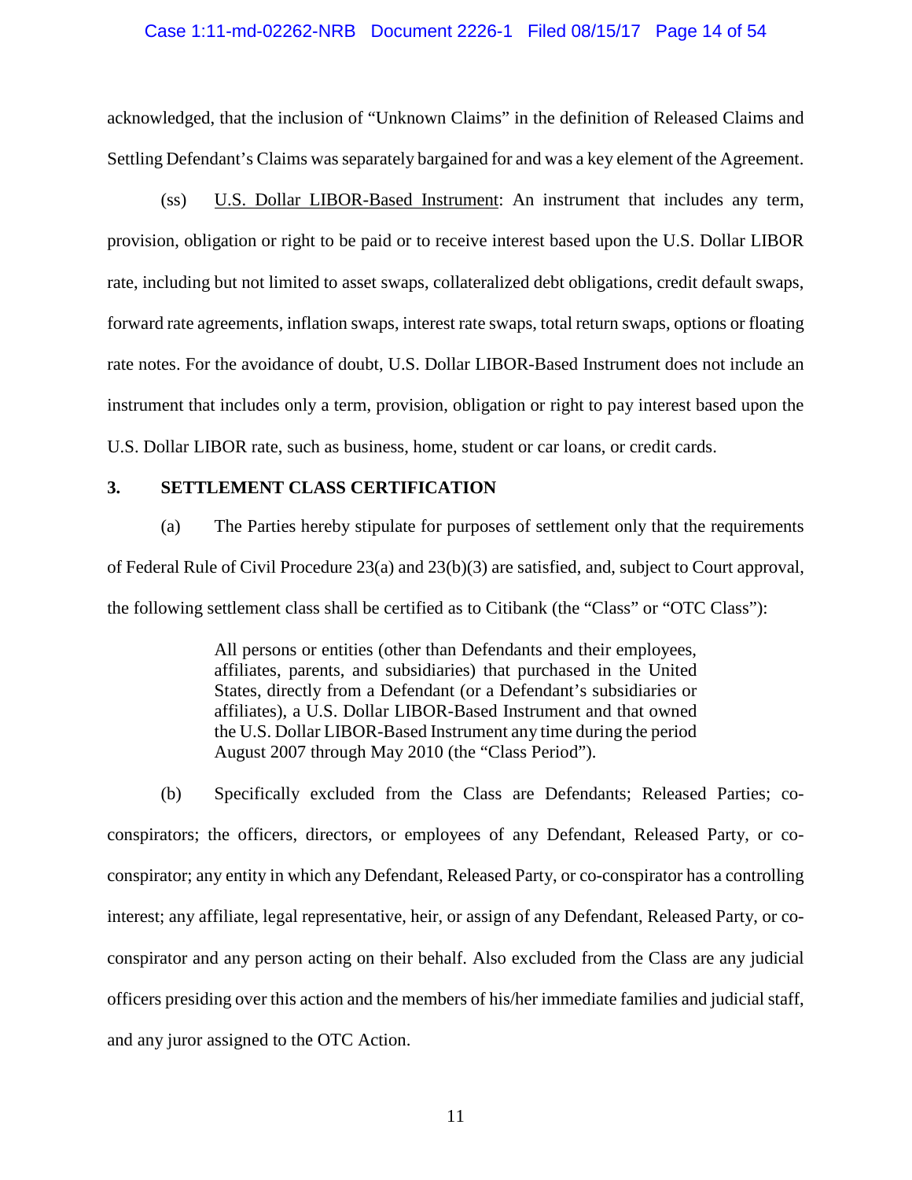acknowledged, that the inclusion of "Unknown Claims" in the definition of Released Claims and Settling Defendant's Claims was separately bargained for and was a key element of the Agreement.

(ss) U.S. Dollar LIBOR-Based Instrument: An instrument that includes any term, provision, obligation or right to be paid or to receive interest based upon the U.S. Dollar LIBOR rate, including but not limited to asset swaps, collateralized debt obligations, credit default swaps, forward rate agreements, inflation swaps, interest rate swaps, total return swaps, options or floating rate notes. For the avoidance of doubt, U.S. Dollar LIBOR-Based Instrument does not include an instrument that includes only a term, provision, obligation or right to pay interest based upon the U.S. Dollar LIBOR rate, such as business, home, student or car loans, or credit cards.

## 3. SETTLEMENT CLASS CERTIFICATION

(a) The Parties hereby stipulate for purposes of settlement only that the requirements of Federal Rule of Civil Procedure 23(a) and 23(b)(3) are satisfied, and, subject to Court approval, the following settlement class shall be certified as to Citibank (the "Class" or "OTC Class"):

> All persons or entities (other than Defendants and their employees, affiliates, parents, and subsidiaries) that purchased in the United States, directly from a Defendant (or a Defendant's subsidiaries or affiliates), a U.S. Dollar LIBOR-Based Instrument and that owned the U.S. Dollar LIBOR-Based Instrument any time during the period August 2007 through May 2010 (the "Class Period").

(b) Specifically excluded from the Class are Defendants; Released Parties; co-conspirators; the officers, directors, or employees of any Defendant, Released Party, or co-conspirator; any entity in which any Defendant, Released Party, or co-conspirator has a controlling interest; any affiliate, legal representative, heir, or assign of any Defendant, Released Party, or co-conspirator and any person acting on their behalf. Also excluded from the Class are any judicial officers presiding over this action and the members of his/her immediate families and judicial staff, and any juror assigned to the OTC Action.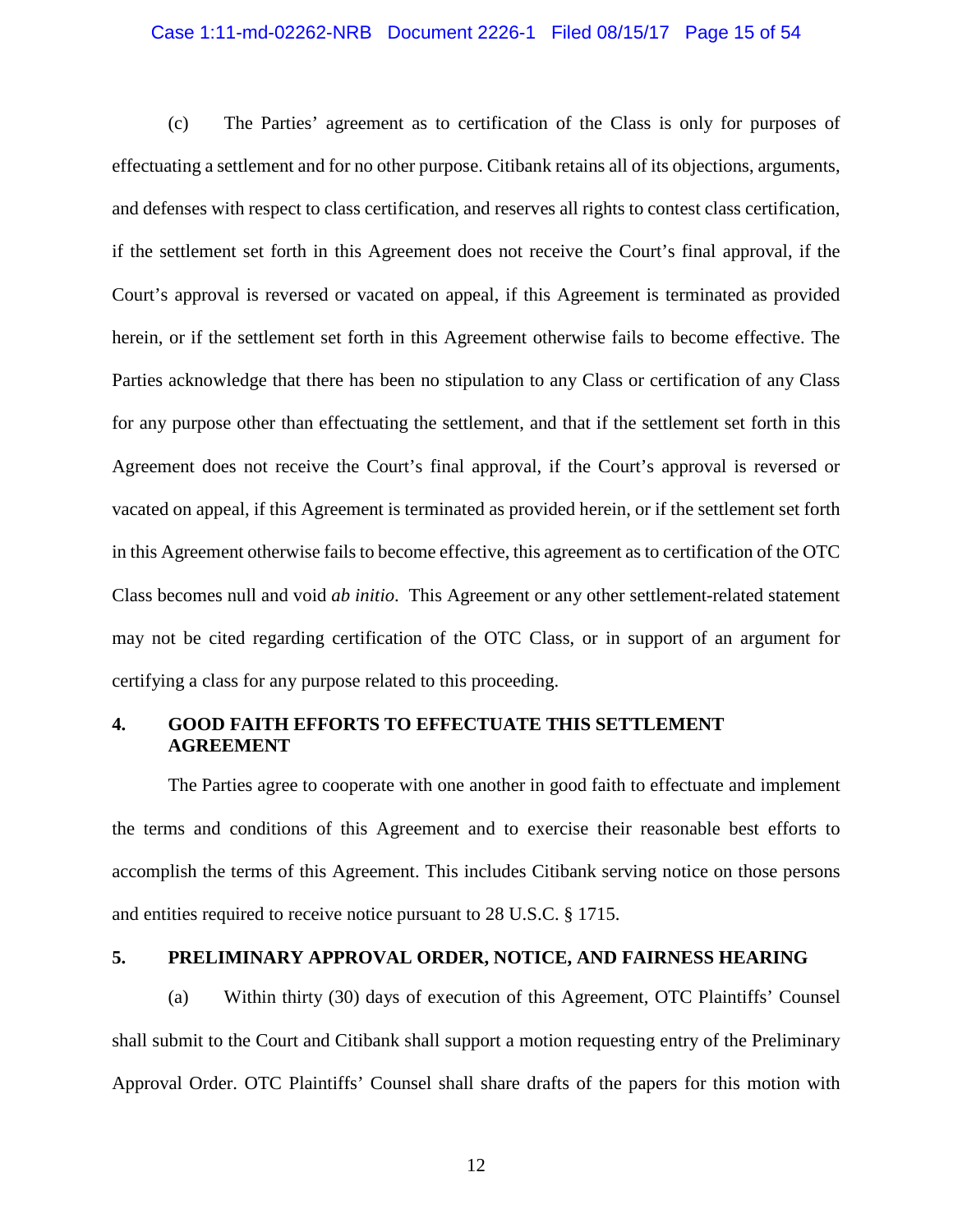(c) The Parties' agreement as to certification of the Class is only for purposes of effectuating a settlement and for no other purpose. Citibank retains all of its objections, arguments, and defenses with respect to class certification, and reserves all rights to contest class certification, if the settlement set forth in this Agreement does not receive the Court's final approval, if the Court's approval is reversed or vacated on appeal, if this Agreement is terminated as provided herein, or if the settlement set forth in this Agreement otherwise fails to become effective. The Parties acknowledge that there has been no stipulation to any Class or certification of any Class for any purpose other than effectuating the settlement, and that if the settlement set forth in this Agreement does not receive the Court's final approval, if the Court's approval is reversed or vacated on appeal, if this Agreement is terminated as provided herein, or if the settlement set forth in this Agreement otherwise fails to become effective, this agreement as to certification of the OTC Class becomes null and void *ab initio*. This Agreement or any other settlement-related statement may not be cited regarding certification of the OTC Class, or in support of an argument for certifying a class for any purpose related to this proceeding.

## 4. GOOD FAITH EFFORTS TO EFFECTUATE THIS SETTLEMENT AGREEMENT

The Parties agree to cooperate with one another in good faith to effectuate and implement the terms and conditions of this Agreement and to exercise their reasonable best efforts to accomplish the terms of this Agreement. This includes Citibank serving notice on those persons and entities required to receive notice pursuant to 28 U.S.C. § 1715.

## 5. PRELIMINARY APPROVAL ORDER, NOTICE, AND FAIRNESS HEARING

(a) Within thirty (30) days of execution of this Agreement, OTC Plaintiffs' Counsel shall submit to the Court and Citibank shall support a motion requesting entry of the Preliminary Approval Order. OTC Plaintiffs' Counsel shall share drafts of the papers for this motion with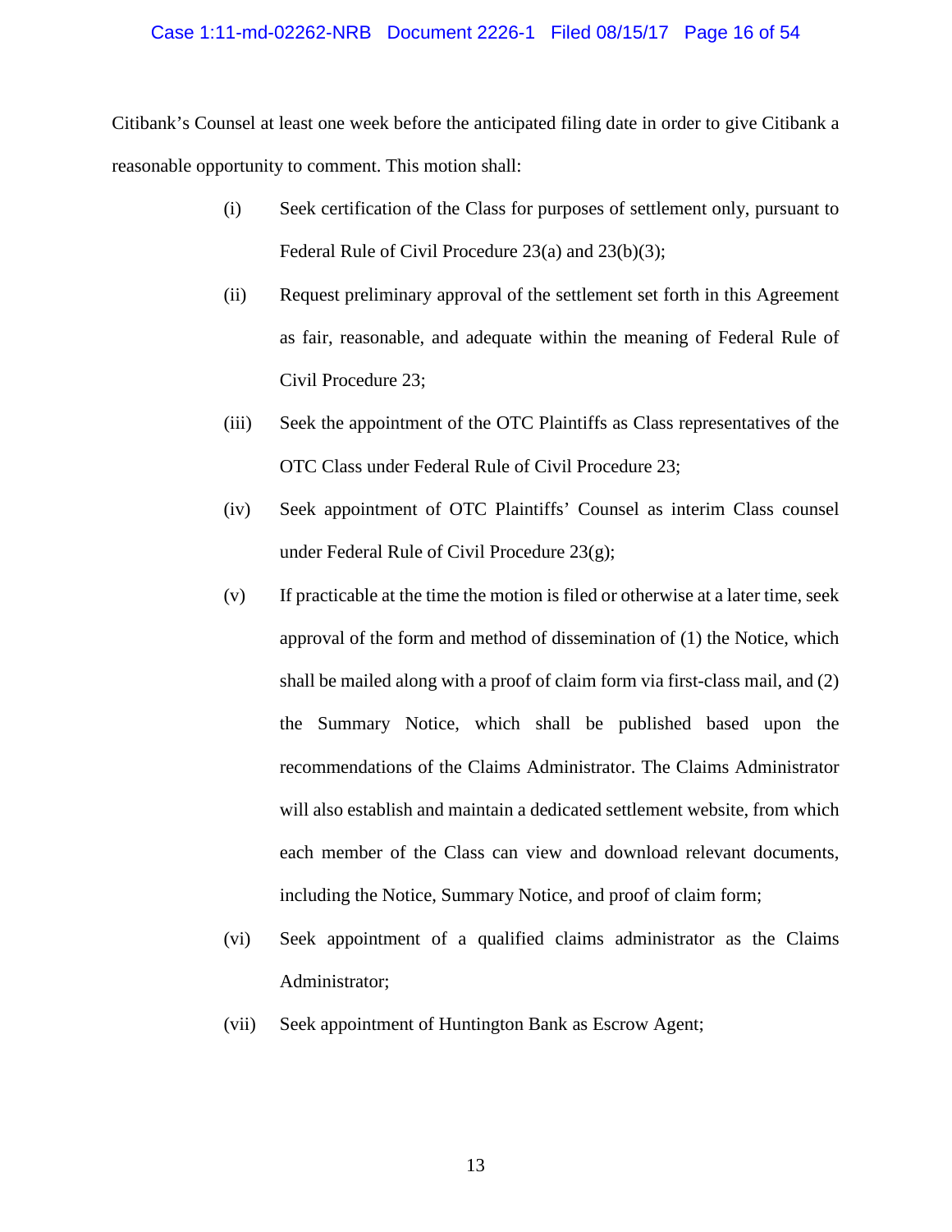Citibank's Counsel at least one week before the anticipated filing date in order to give Citibank a reasonable opportunity to comment. This motion shall:

(i) Seek certification of the Class for purposes of settlement only, pursuant to Federal Rule of Civil Procedure 23(a) and 23(b)(3);

(ii) Request preliminary approval of the settlement set forth in this Agreement as fair, reasonable, and adequate within the meaning of Federal Rule of Civil Procedure 23;

(iii) Seek the appointment of the OTC Plaintiffs as Class representatives of the OTC Class under Federal Rule of Civil Procedure 23;

(iv) Seek appointment of OTC Plaintiffs' Counsel as interim Class counsel under Federal Rule of Civil Procedure 23(g);

(v) If practicable at the time the motion is filed or otherwise at a later time, seek approval of the form and method of dissemination of (1) the Notice, which shall be mailed along with a proof of claim form via first-class mail, and (2) the Summary Notice, which shall be published based upon the recommendations of the Claims Administrator. The Claims Administrator will also establish and maintain a dedicated settlement website, from which each member of the Class can view and download relevant documents, including the Notice, Summary Notice, and proof of claim form;

(vi) Seek appointment of a qualified claims administrator as the Claims Administrator;

(vii) Seek appointment of Huntington Bank as Escrow Agent;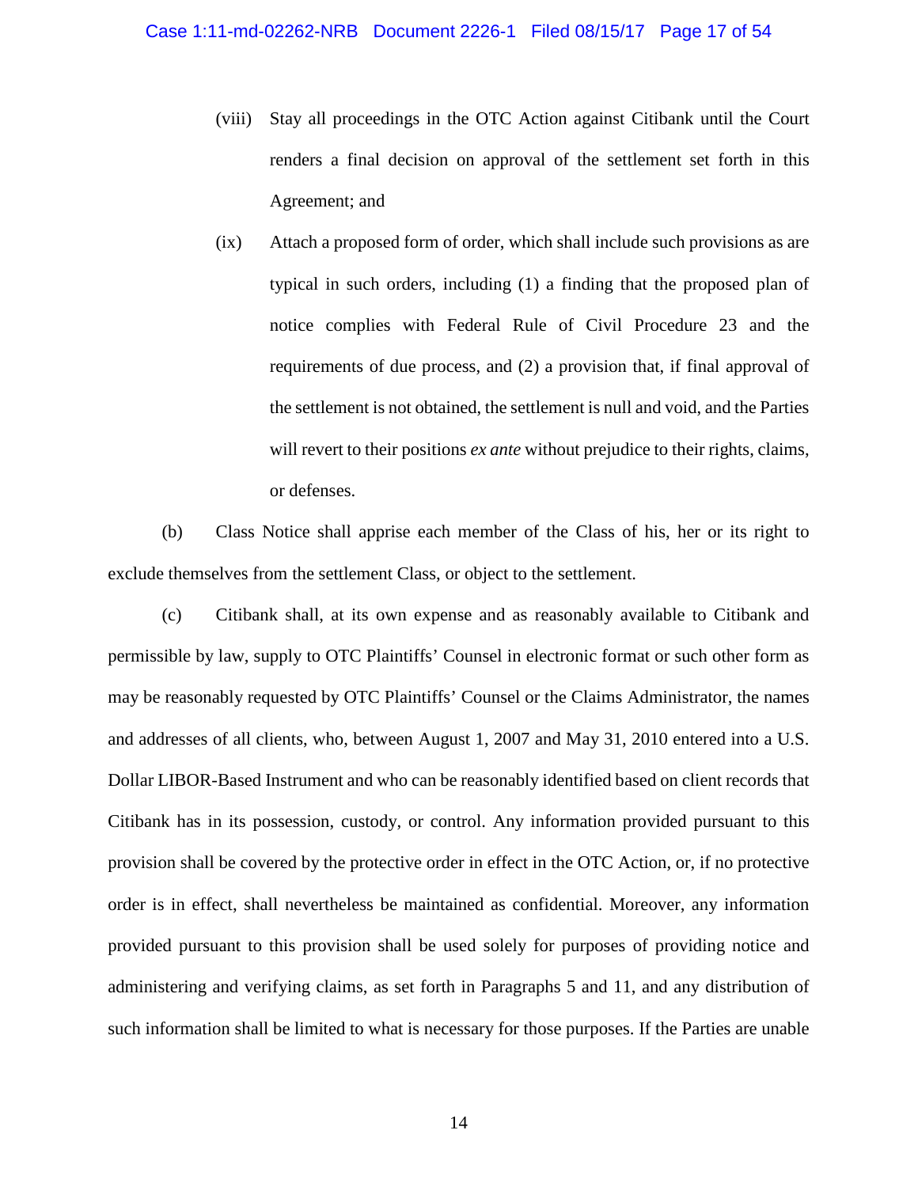(viii) Stay all proceedings in the OTC Action against Citibank until the Court renders a final decision on approval of the settlement set forth in this Agreement; and

(ix) Attach a proposed form of order, which shall include such provisions as are typical in such orders, including (1) a finding that the proposed plan of notice complies with Federal Rule of Civil Procedure 23 and the requirements of due process, and (2) a provision that, if final approval of the settlement is not obtained, the settlement is null and void, and the Parties will revert to their positions *ex ante* without prejudice to their rights, claims, or defenses.

(b) Class Notice shall apprise each member of the Class of his, her or its right to exclude themselves from the settlement Class, or object to the settlement.

(c) Citibank shall, at its own expense and as reasonably available to Citibank and permissible by law, supply to OTC Plaintiffs' Counsel in electronic format or such other form as may be reasonably requested by OTC Plaintiffs' Counsel or the Claims Administrator, the names and addresses of all clients, who, between August 1, 2007 and May 31, 2010 entered into a U.S. Dollar LIBOR-Based Instrument and who can be reasonably identified based on client records that Citibank has in its possession, custody, or control. Any information provided pursuant to this provision shall be covered by the protective order in effect in the OTC Action, or, if no protective order is in effect, shall nevertheless be maintained as confidential. Moreover, any information provided pursuant to this provision shall be used solely for purposes of providing notice and administering and verifying claims, as set forth in Paragraphs 5 and 11, and any distribution of such information shall be limited to what is necessary for those purposes. If the Parties are unable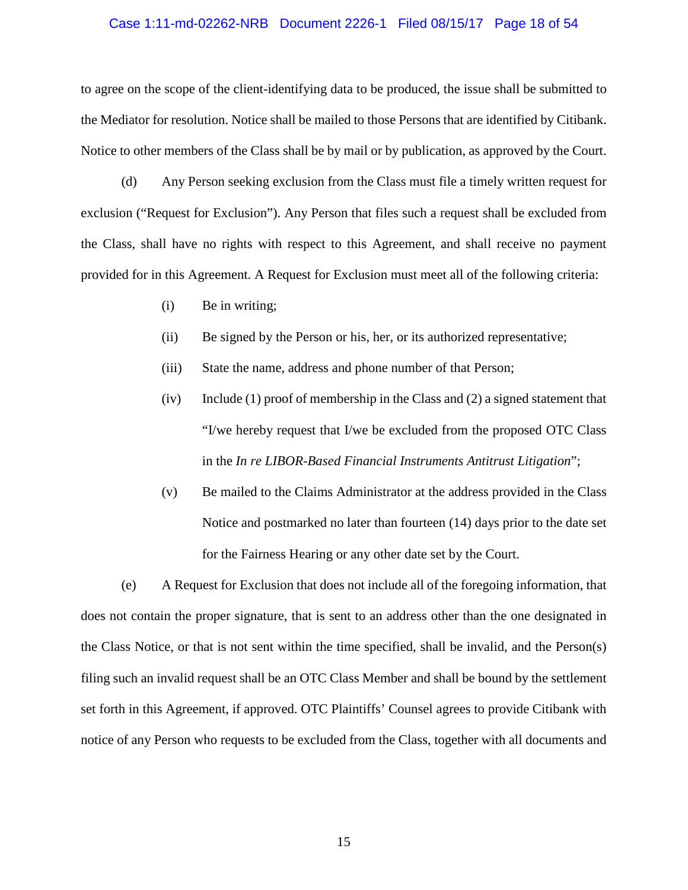to agree on the scope of the client-identifying data to be produced, the issue shall be submitted to the Mediator for resolution. Notice shall be mailed to those Persons that are identified by Citibank. Notice to other members of the Class shall be by mail or by publication, as approved by the Court.

(d) Any Person seeking exclusion from the Class must file a timely written request for exclusion ("Request for Exclusion"). Any Person that files such a request shall be excluded from the Class, shall have no rights with respect to this Agreement, and shall receive no payment provided for in this Agreement. A Request for Exclusion must meet all of the following criteria:

- (i) Be in writing;
- (ii) Be signed by the Person or his, her, or its authorized representative;
- (iii) State the name, address and phone number of that Person;
- (iv) Include (1) proof of membership in the Class and (2) a signed statement that "I/we hereby request that I/we be excluded from the proposed OTC Class in the *In re LIBOR-Based Financial Instruments Antitrust Litigation*";
- (v) Be mailed to the Claims Administrator at the address provided in the Class Notice and postmarked no later than fourteen (14) days prior to the date set for the Fairness Hearing or any other date set by the Court.

(e) A Request for Exclusion that does not include all of the foregoing information, that does not contain the proper signature, that is sent to an address other than the one designated in the Class Notice, or that is not sent within the time specified, shall be invalid, and the Person(s) filing such an invalid request shall be an OTC Class Member and shall be bound by the settlement set forth in this Agreement, if approved. OTC Plaintiffs' Counsel agrees to provide Citibank with notice of any Person who requests to be excluded from the Class, together with all documents and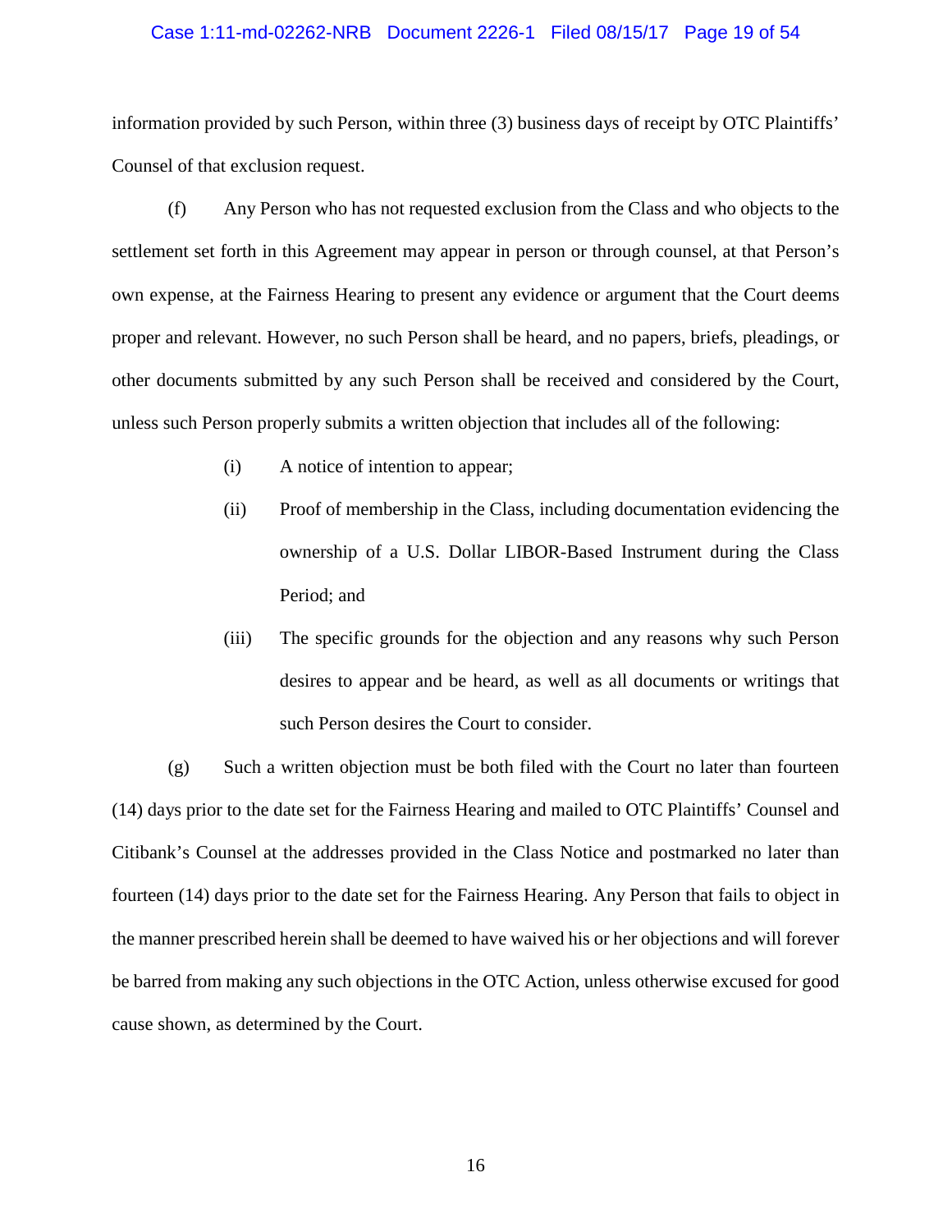information provided by such Person, within three (3) business days of receipt by OTC Plaintiffs' Counsel of that exclusion request.

(f) Any Person who has not requested exclusion from the Class and who objects to the settlement set forth in this Agreement may appear in person or through counsel, at that Person's own expense, at the Fairness Hearing to present any evidence or argument that the Court deems proper and relevant. However, no such Person shall be heard, and no papers, briefs, pleadings, or other documents submitted by any such Person shall be received and considered by the Court, unless such Person properly submits a written objection that includes all of the following:

(i) A notice of intention to appear;

(ii) Proof of membership in the Class, including documentation evidencing the ownership of a U.S. Dollar LIBOR-Based Instrument during the Class Period; and

(iii) The specific grounds for the objection and any reasons why such Person desires to appear and be heard, as well as all documents or writings that such Person desires the Court to consider.

(g) Such a written objection must be both filed with the Court no later than fourteen (14) days prior to the date set for the Fairness Hearing and mailed to OTC Plaintiffs' Counsel and Citibank's Counsel at the addresses provided in the Class Notice and postmarked no later than fourteen (14) days prior to the date set for the Fairness Hearing. Any Person that fails to object in the manner prescribed herein shall be deemed to have waived his or her objections and will forever be barred from making any such objections in the OTC Action, unless otherwise excused for good cause shown, as determined by the Court.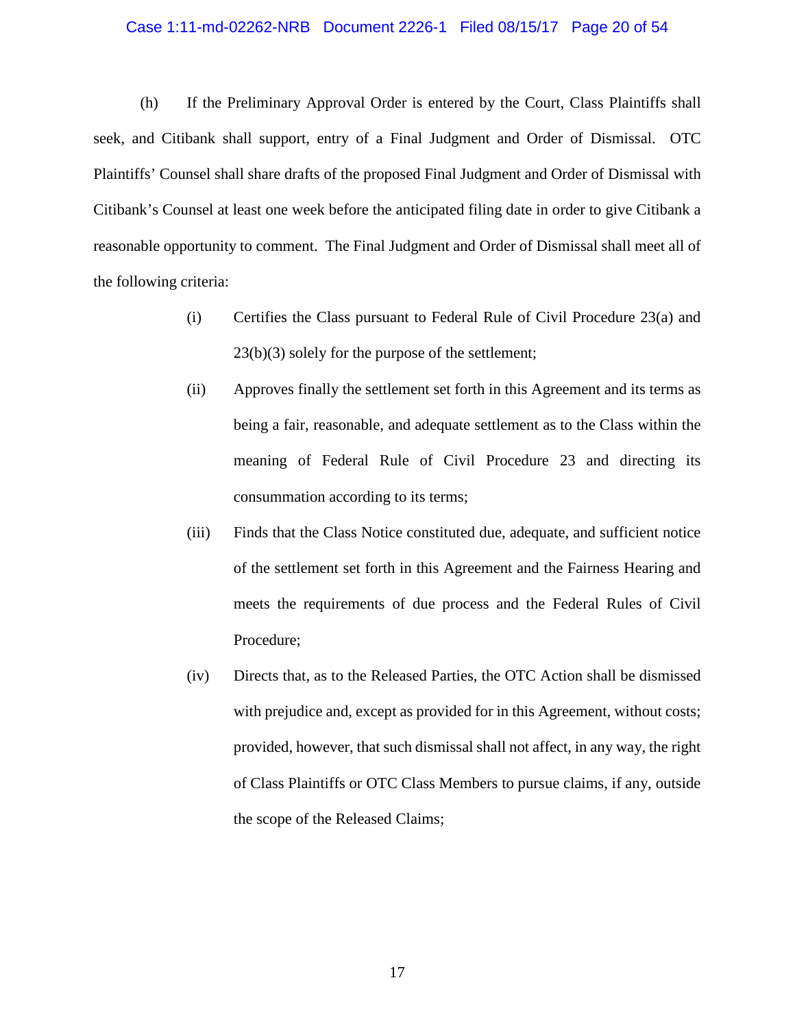(h) If the Preliminary Approval Order is entered by the Court, Class Plaintiffs shall seek, and Citibank shall support, entry of a Final Judgment and Order of Dismissal. OTC Plaintiffs' Counsel shall share drafts of the proposed Final Judgment and Order of Dismissal with Citibank's Counsel at least one week before the anticipated filing date in order to give Citibank a reasonable opportunity to comment. The Final Judgment and Order of Dismissal shall meet all of the following criteria:

> (i) Certifies the Class pursuant to Federal Rule of Civil Procedure 23(a) and 23(b)(3) solely for the purpose of the settlement;
>
> (ii) Approves finally the settlement set forth in this Agreement and its terms as being a fair, reasonable, and adequate settlement as to the Class within the meaning of Federal Rule of Civil Procedure 23 and directing its consummation according to its terms;
>
> (iii) Finds that the Class Notice constituted due, adequate, and sufficient notice of the settlement set forth in this Agreement and the Fairness Hearing and meets the requirements of due process and the Federal Rules of Civil Procedure;
>
> (iv) Directs that, as to the Released Parties, the OTC Action shall be dismissed with prejudice and, except as provided for in this Agreement, without costs; provided, however, that such dismissal shall not affect, in any way, the right of Class Plaintiffs or OTC Class Members to pursue claims, if any, outside the scope of the Released Claims;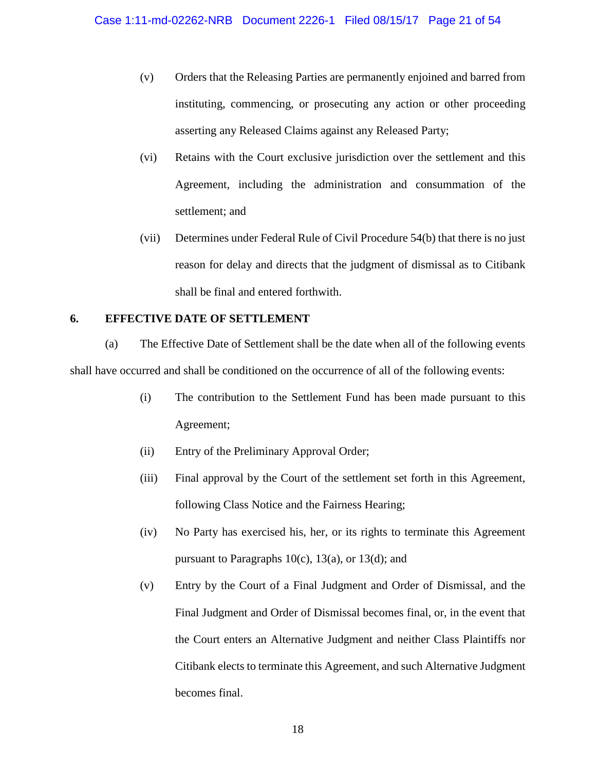(v) Orders that the Releasing Parties are permanently enjoined and barred from instituting, commencing, or prosecuting any action or other proceeding asserting any Released Claims against any Released Party;

(vi) Retains with the Court exclusive jurisdiction over the settlement and this Agreement, including the administration and consummation of the settlement; and

(vii) Determines under Federal Rule of Civil Procedure 54(b) that there is no just reason for delay and directs that the judgment of dismissal as to Citibank shall be final and entered forthwith.

## 6. EFFECTIVE DATE OF SETTLEMENT

(a) The Effective Date of Settlement shall be the date when all of the following events shall have occurred and shall be conditioned on the occurrence of all of the following events:

(i) The contribution to the Settlement Fund has been made pursuant to this Agreement;

(ii) Entry of the Preliminary Approval Order;

(iii) Final approval by the Court of the settlement set forth in this Agreement, following Class Notice and the Fairness Hearing;

(iv) No Party has exercised his, her, or its rights to terminate this Agreement pursuant to Paragraphs 10(c), 13(a), or 13(d); and

(v) Entry by the Court of a Final Judgment and Order of Dismissal, and the Final Judgment and Order of Dismissal becomes final, or, in the event that the Court enters an Alternative Judgment and neither Class Plaintiffs nor Citibank elects to terminate this Agreement, and such Alternative Judgment becomes final.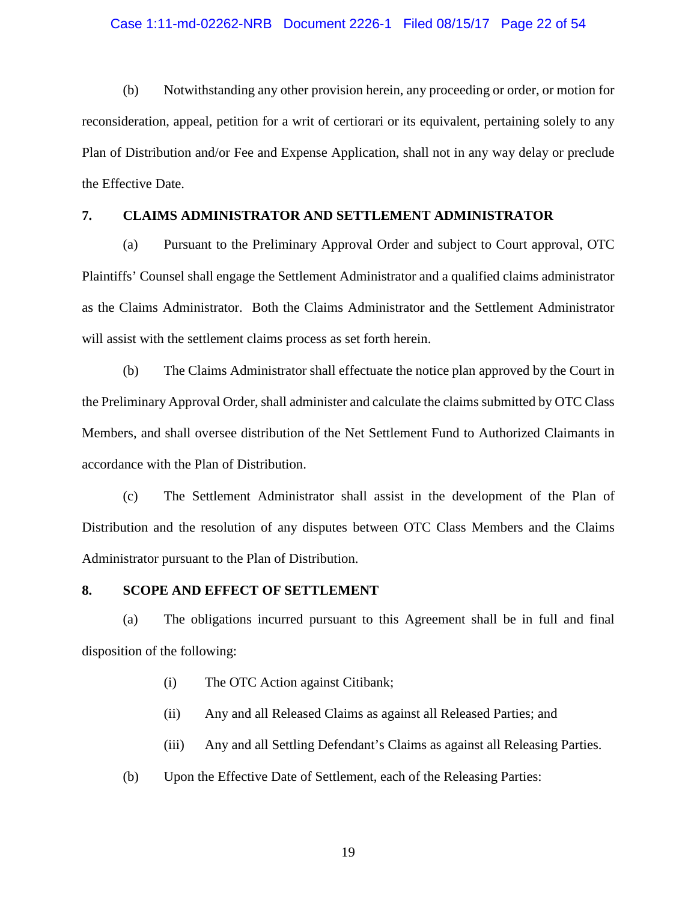(b) Notwithstanding any other provision herein, any proceeding or order, or motion for reconsideration, appeal, petition for a writ of certiorari or its equivalent, pertaining solely to any Plan of Distribution and/or Fee and Expense Application, shall not in any way delay or preclude the Effective Date.

## 7. CLAIMS ADMINISTRATOR AND SETTLEMENT ADMINISTRATOR

(a) Pursuant to the Preliminary Approval Order and subject to Court approval, OTC Plaintiffs' Counsel shall engage the Settlement Administrator and a qualified claims administrator as the Claims Administrator. Both the Claims Administrator and the Settlement Administrator will assist with the settlement claims process as set forth herein.

(b) The Claims Administrator shall effectuate the notice plan approved by the Court in the Preliminary Approval Order, shall administer and calculate the claims submitted by OTC Class Members, and shall oversee distribution of the Net Settlement Fund to Authorized Claimants in accordance with the Plan of Distribution.

(c) The Settlement Administrator shall assist in the development of the Plan of Distribution and the resolution of any disputes between OTC Class Members and the Claims Administrator pursuant to the Plan of Distribution.

## 8. SCOPE AND EFFECT OF SETTLEMENT

(a) The obligations incurred pursuant to this Agreement shall be in full and final disposition of the following:

(i) The OTC Action against Citibank;

(ii) Any and all Released Claims as against all Released Parties; and

(iii) Any and all Settling Defendant's Claims as against all Releasing Parties.

(b) Upon the Effective Date of Settlement, each of the Releasing Parties: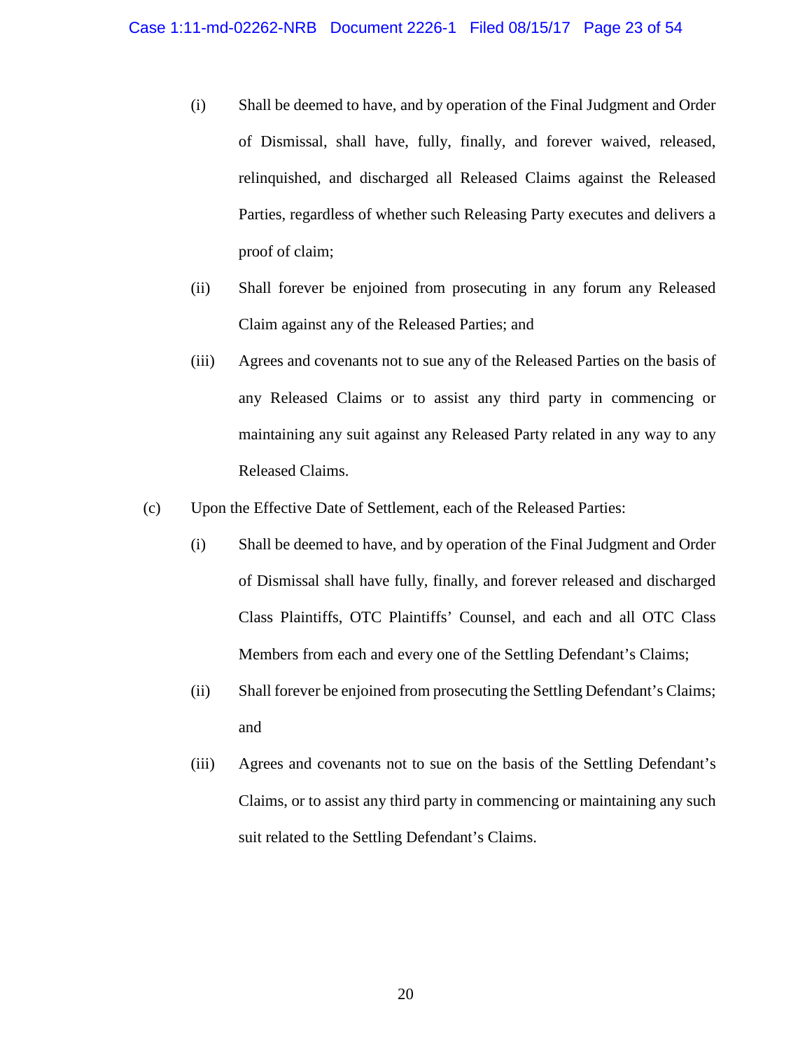(i) Shall be deemed to have, and by operation of the Final Judgment and Order of Dismissal, shall have, fully, finally, and forever waived, released, relinquished, and discharged all Released Claims against the Released Parties, regardless of whether such Releasing Party executes and delivers a proof of claim;

(ii) Shall forever be enjoined from prosecuting in any forum any Released Claim against any of the Released Parties; and

(iii) Agrees and covenants not to sue any of the Released Parties on the basis of any Released Claims or to assist any third party in commencing or maintaining any suit against any Released Party related in any way to any Released Claims.

(c) Upon the Effective Date of Settlement, each of the Released Parties:

(i) Shall be deemed to have, and by operation of the Final Judgment and Order of Dismissal shall have fully, finally, and forever released and discharged Class Plaintiffs, OTC Plaintiffs' Counsel, and each and all OTC Class Members from each and every one of the Settling Defendant's Claims;

(ii) Shall forever be enjoined from prosecuting the Settling Defendant's Claims; and

(iii) Agrees and covenants not to sue on the basis of the Settling Defendant's Claims, or to assist any third party in commencing or maintaining any such suit related to the Settling Defendant's Claims.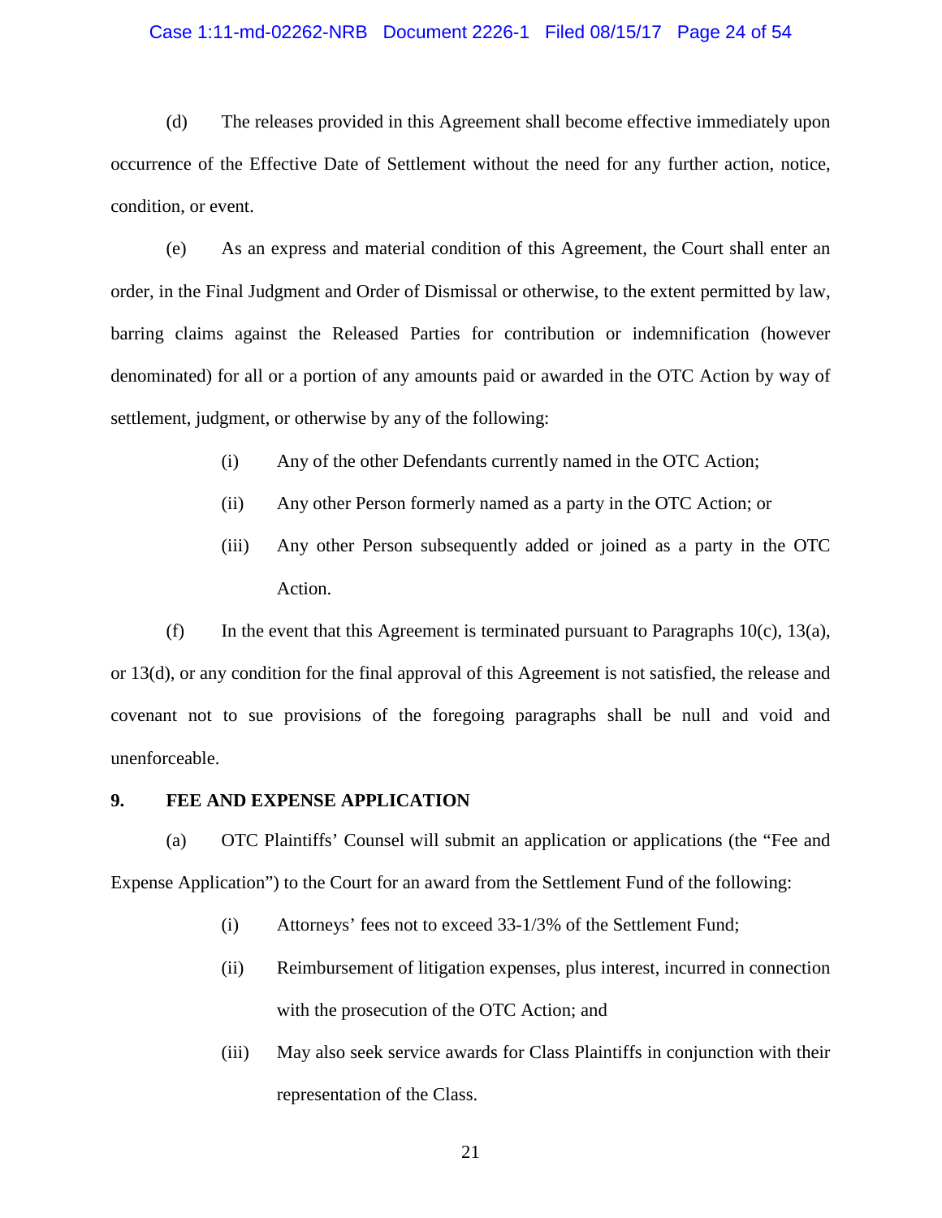(d) The releases provided in this Agreement shall become effective immediately upon occurrence of the Effective Date of Settlement without the need for any further action, notice, condition, or event.

(e) As an express and material condition of this Agreement, the Court shall enter an order, in the Final Judgment and Order of Dismissal or otherwise, to the extent permitted by law, barring claims against the Released Parties for contribution or indemnification (however denominated) for all or a portion of any amounts paid or awarded in the OTC Action by way of settlement, judgment, or otherwise by any of the following:

(i) Any of the other Defendants currently named in the OTC Action;

(ii) Any other Person formerly named as a party in the OTC Action; or

(iii) Any other Person subsequently added or joined as a party in the OTC Action.

(f) In the event that this Agreement is terminated pursuant to Paragraphs 10(c), 13(a), or 13(d), or any condition for the final approval of this Agreement is not satisfied, the release and covenant not to sue provisions of the foregoing paragraphs shall be null and void and unenforceable.

## 9. FEE AND EXPENSE APPLICATION

(a) OTC Plaintiffs' Counsel will submit an application or applications (the "Fee and Expense Application") to the Court for an award from the Settlement Fund of the following:

(i) Attorneys' fees not to exceed 33-1/3% of the Settlement Fund;

(ii) Reimbursement of litigation expenses, plus interest, incurred in connection with the prosecution of the OTC Action; and

(iii) May also seek service awards for Class Plaintiffs in conjunction with their representation of the Class.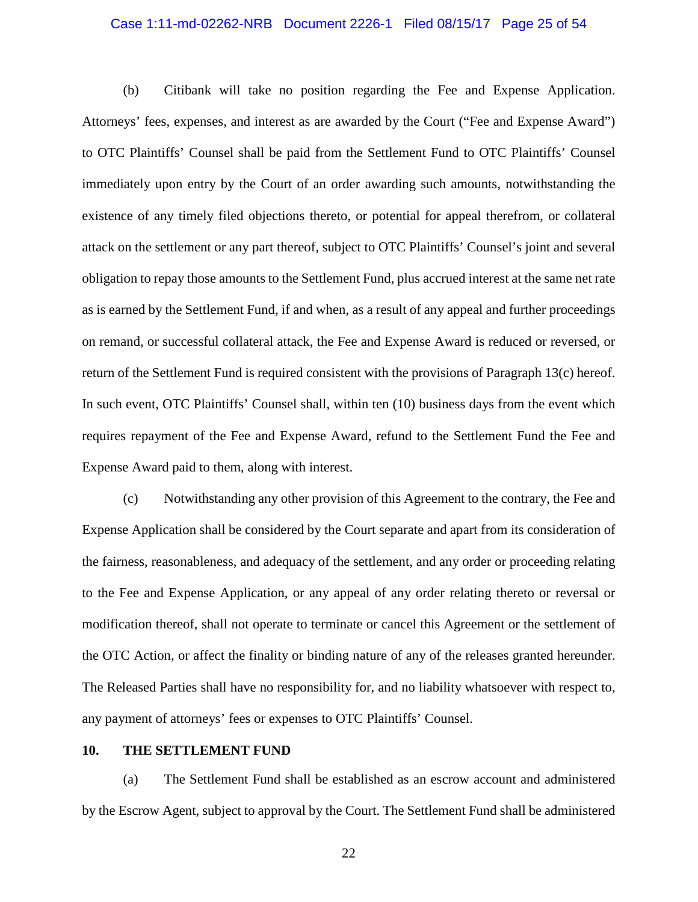(b) Citibank will take no position regarding the Fee and Expense Application. Attorneys' fees, expenses, and interest as are awarded by the Court ("Fee and Expense Award") to OTC Plaintiffs' Counsel shall be paid from the Settlement Fund to OTC Plaintiffs' Counsel immediately upon entry by the Court of an order awarding such amounts, notwithstanding the existence of any timely filed objections thereto, or potential for appeal therefrom, or collateral attack on the settlement or any part thereof, subject to OTC Plaintiffs' Counsel's joint and several obligation to repay those amounts to the Settlement Fund, plus accrued interest at the same net rate as is earned by the Settlement Fund, if and when, as a result of any appeal and further proceedings on remand, or successful collateral attack, the Fee and Expense Award is reduced or reversed, or return of the Settlement Fund is required consistent with the provisions of Paragraph 13(c) hereof. In such event, OTC Plaintiffs' Counsel shall, within ten (10) business days from the event which requires repayment of the Fee and Expense Award, refund to the Settlement Fund the Fee and Expense Award paid to them, along with interest.

(c) Notwithstanding any other provision of this Agreement to the contrary, the Fee and Expense Application shall be considered by the Court separate and apart from its consideration of the fairness, reasonableness, and adequacy of the settlement, and any order or proceeding relating to the Fee and Expense Application, or any appeal of any order relating thereto or reversal or modification thereof, shall not operate to terminate or cancel this Agreement or the settlement of the OTC Action, or affect the finality or binding nature of any of the releases granted hereunder. The Released Parties shall have no responsibility for, and no liability whatsoever with respect to, any payment of attorneys' fees or expenses to OTC Plaintiffs' Counsel.

**10. THE SETTLEMENT FUND**

(a) The Settlement Fund shall be established as an escrow account and administered by the Escrow Agent, subject to approval by the Court. The Settlement Fund shall be administered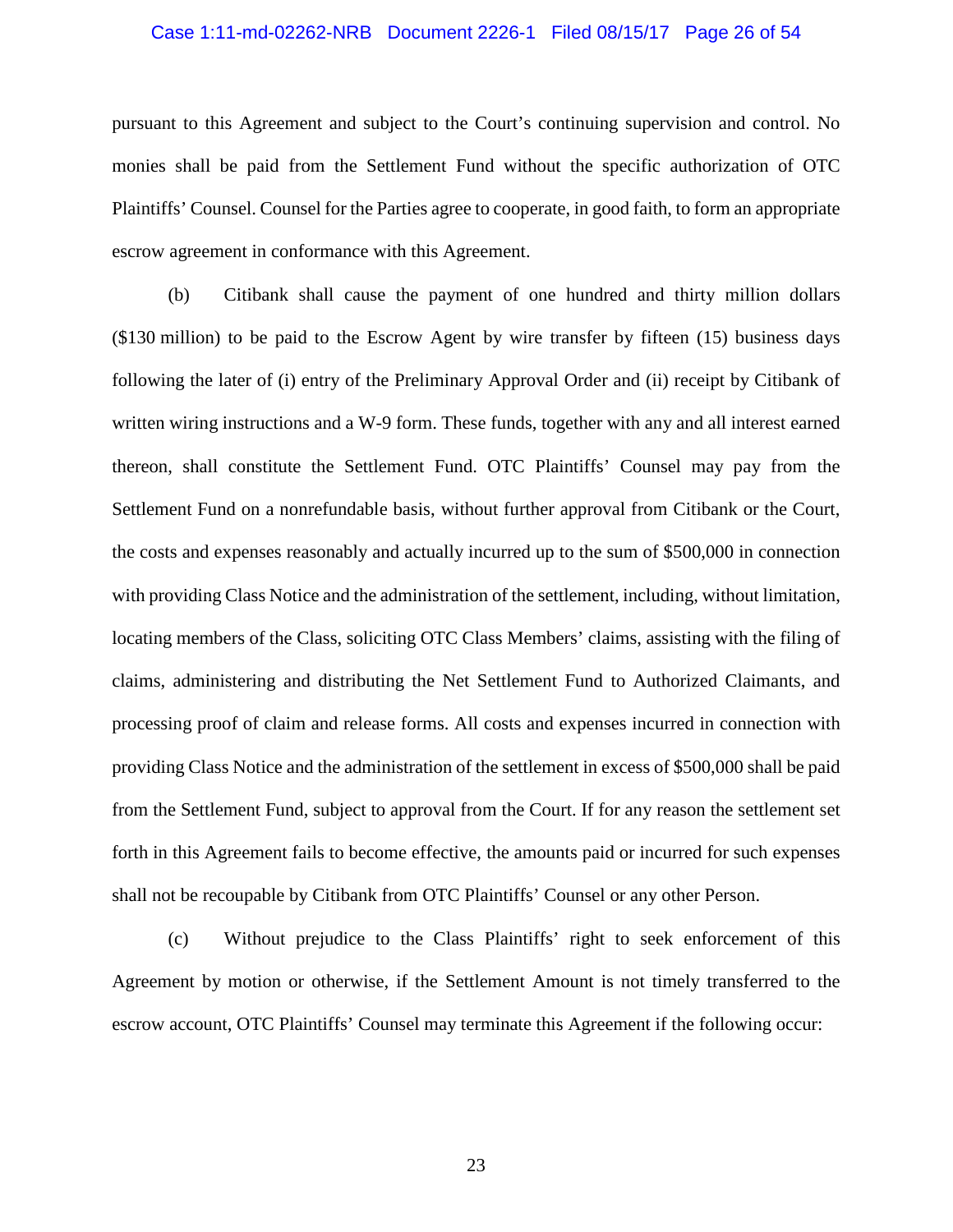pursuant to this Agreement and subject to the Court's continuing supervision and control. No monies shall be paid from the Settlement Fund without the specific authorization of OTC Plaintiffs' Counsel. Counsel for the Parties agree to cooperate, in good faith, to form an appropriate escrow agreement in conformance with this Agreement.

(b) Citibank shall cause the payment of one hundred and thirty million dollars ($130 million) to be paid to the Escrow Agent by wire transfer by fifteen (15) business days following the later of (i) entry of the Preliminary Approval Order and (ii) receipt by Citibank of written wiring instructions and a W-9 form. These funds, together with any and all interest earned thereon, shall constitute the Settlement Fund. OTC Plaintiffs' Counsel may pay from the Settlement Fund on a nonrefundable basis, without further approval from Citibank or the Court, the costs and expenses reasonably and actually incurred up to the sum of $500,000 in connection with providing Class Notice and the administration of the settlement, including, without limitation, locating members of the Class, soliciting OTC Class Members' claims, assisting with the filing of claims, administering and distributing the Net Settlement Fund to Authorized Claimants, and processing proof of claim and release forms. All costs and expenses incurred in connection with providing Class Notice and the administration of the settlement in excess of $500,000 shall be paid from the Settlement Fund, subject to approval from the Court. If for any reason the settlement set forth in this Agreement fails to become effective, the amounts paid or incurred for such expenses shall not be recoupable by Citibank from OTC Plaintiffs' Counsel or any other Person.

(c) Without prejudice to the Class Plaintiffs' right to seek enforcement of this Agreement by motion or otherwise, if the Settlement Amount is not timely transferred to the escrow account, OTC Plaintiffs' Counsel may terminate this Agreement if the following occur: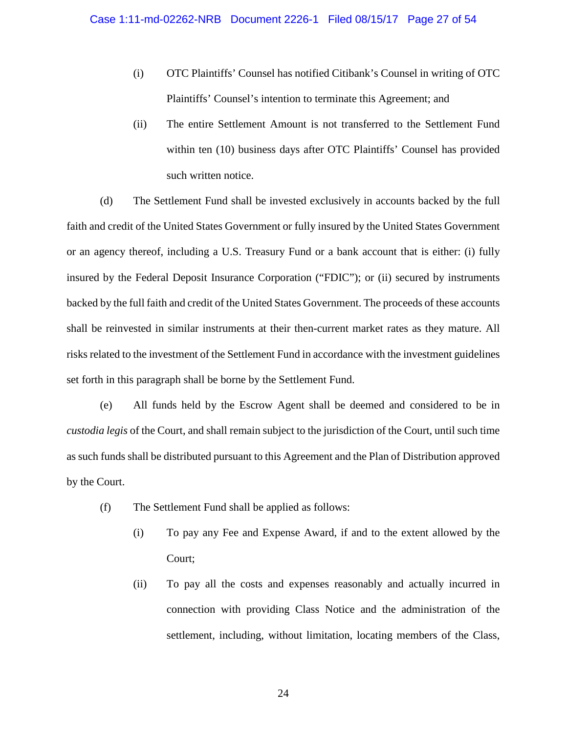(i) OTC Plaintiffs' Counsel has notified Citibank's Counsel in writing of OTC Plaintiffs' Counsel's intention to terminate this Agreement; and

(ii) The entire Settlement Amount is not transferred to the Settlement Fund within ten (10) business days after OTC Plaintiffs' Counsel has provided such written notice.

(d) The Settlement Fund shall be invested exclusively in accounts backed by the full faith and credit of the United States Government or fully insured by the United States Government or an agency thereof, including a U.S. Treasury Fund or a bank account that is either: (i) fully insured by the Federal Deposit Insurance Corporation ("FDIC"); or (ii) secured by instruments backed by the full faith and credit of the United States Government. The proceeds of these accounts shall be reinvested in similar instruments at their then-current market rates as they mature. All risks related to the investment of the Settlement Fund in accordance with the investment guidelines set forth in this paragraph shall be borne by the Settlement Fund.

(e) All funds held by the Escrow Agent shall be deemed and considered to be in *custodia legis* of the Court, and shall remain subject to the jurisdiction of the Court, until such time as such funds shall be distributed pursuant to this Agreement and the Plan of Distribution approved by the Court.

(f) The Settlement Fund shall be applied as follows:

(i) To pay any Fee and Expense Award, if and to the extent allowed by the Court;

(ii) To pay all the costs and expenses reasonably and actually incurred in connection with providing Class Notice and the administration of the settlement, including, without limitation, locating members of the Class,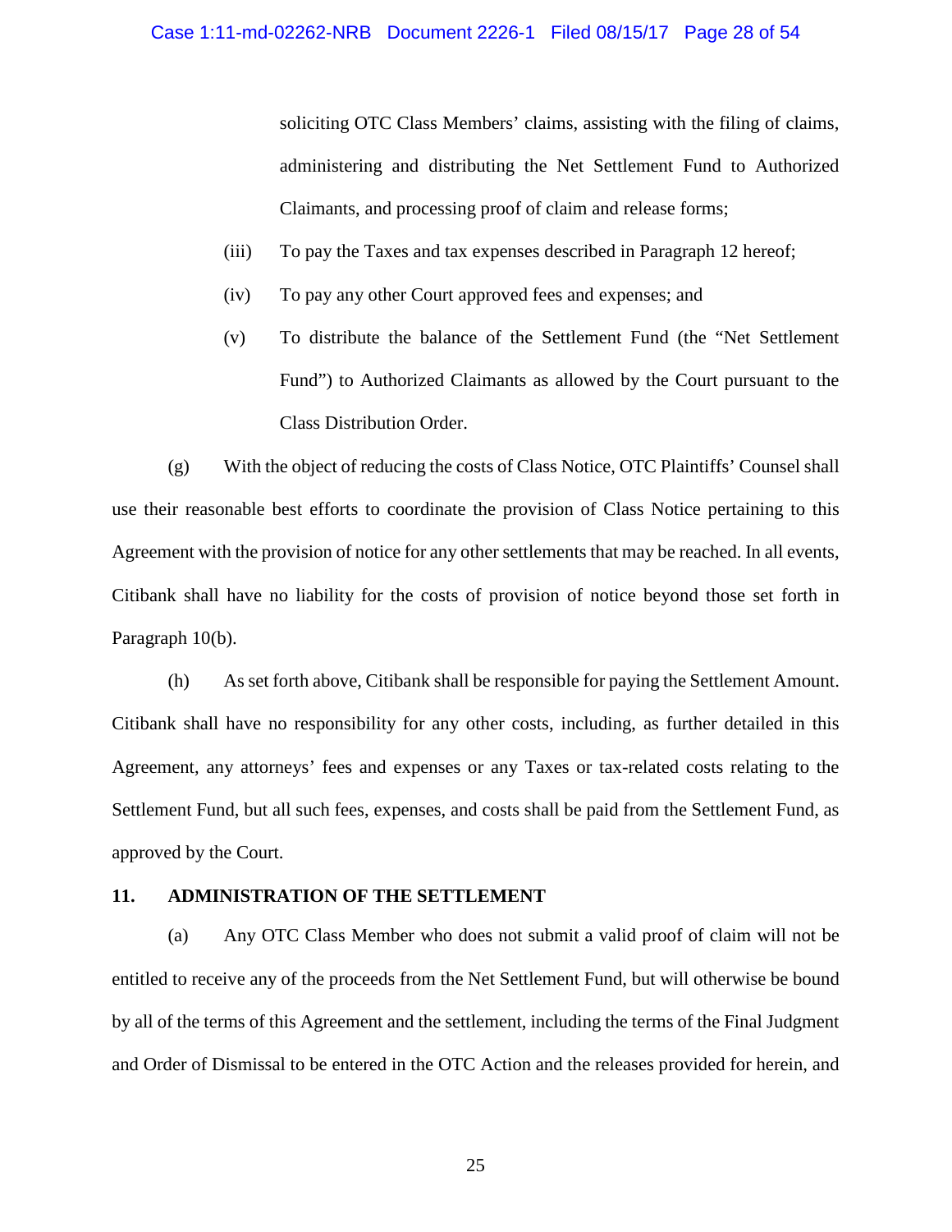soliciting OTC Class Members' claims, assisting with the filing of claims, administering and distributing the Net Settlement Fund to Authorized Claimants, and processing proof of claim and release forms;

(iii) To pay the Taxes and tax expenses described in Paragraph 12 hereof;

(iv) To pay any other Court approved fees and expenses; and

(v) To distribute the balance of the Settlement Fund (the "Net Settlement Fund") to Authorized Claimants as allowed by the Court pursuant to the Class Distribution Order.

(g) With the object of reducing the costs of Class Notice, OTC Plaintiffs' Counsel shall use their reasonable best efforts to coordinate the provision of Class Notice pertaining to this Agreement with the provision of notice for any other settlements that may be reached. In all events, Citibank shall have no liability for the costs of provision of notice beyond those set forth in Paragraph 10(b).

(h) As set forth above, Citibank shall be responsible for paying the Settlement Amount. Citibank shall have no responsibility for any other costs, including, as further detailed in this Agreement, any attorneys' fees and expenses or any Taxes or tax-related costs relating to the Settlement Fund, but all such fees, expenses, and costs shall be paid from the Settlement Fund, as approved by the Court.

**11. ADMINISTRATION OF THE SETTLEMENT**

(a) Any OTC Class Member who does not submit a valid proof of claim will not be entitled to receive any of the proceeds from the Net Settlement Fund, but will otherwise be bound by all of the terms of this Agreement and the settlement, including the terms of the Final Judgment and Order of Dismissal to be entered in the OTC Action and the releases provided for herein, and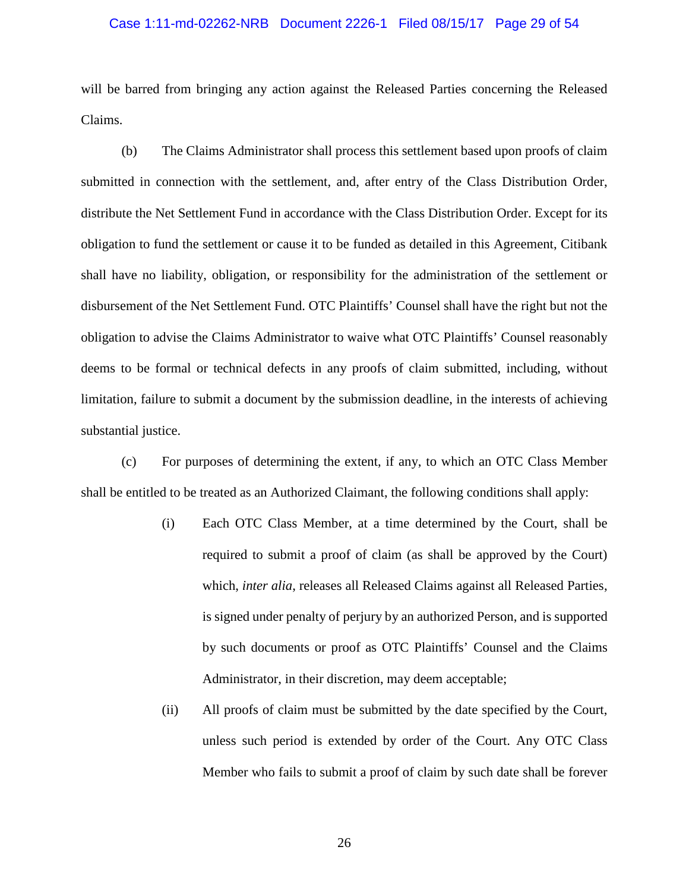will be barred from bringing any action against the Released Parties concerning the Released Claims.

(b) The Claims Administrator shall process this settlement based upon proofs of claim submitted in connection with the settlement, and, after entry of the Class Distribution Order, distribute the Net Settlement Fund in accordance with the Class Distribution Order. Except for its obligation to fund the settlement or cause it to be funded as detailed in this Agreement, Citibank shall have no liability, obligation, or responsibility for the administration of the settlement or disbursement of the Net Settlement Fund. OTC Plaintiffs' Counsel shall have the right but not the obligation to advise the Claims Administrator to waive what OTC Plaintiffs' Counsel reasonably deems to be formal or technical defects in any proofs of claim submitted, including, without limitation, failure to submit a document by the submission deadline, in the interests of achieving substantial justice.

(c) For purposes of determining the extent, if any, to which an OTC Class Member shall be entitled to be treated as an Authorized Claimant, the following conditions shall apply:

> (i) Each OTC Class Member, at a time determined by the Court, shall be required to submit a proof of claim (as shall be approved by the Court) which, *inter alia*, releases all Released Claims against all Released Parties, is signed under penalty of perjury by an authorized Person, and is supported by such documents or proof as OTC Plaintiffs' Counsel and the Claims Administrator, in their discretion, may deem acceptable;
>
> (ii) All proofs of claim must be submitted by the date specified by the Court, unless such period is extended by order of the Court. Any OTC Class Member who fails to submit a proof of claim by such date shall be forever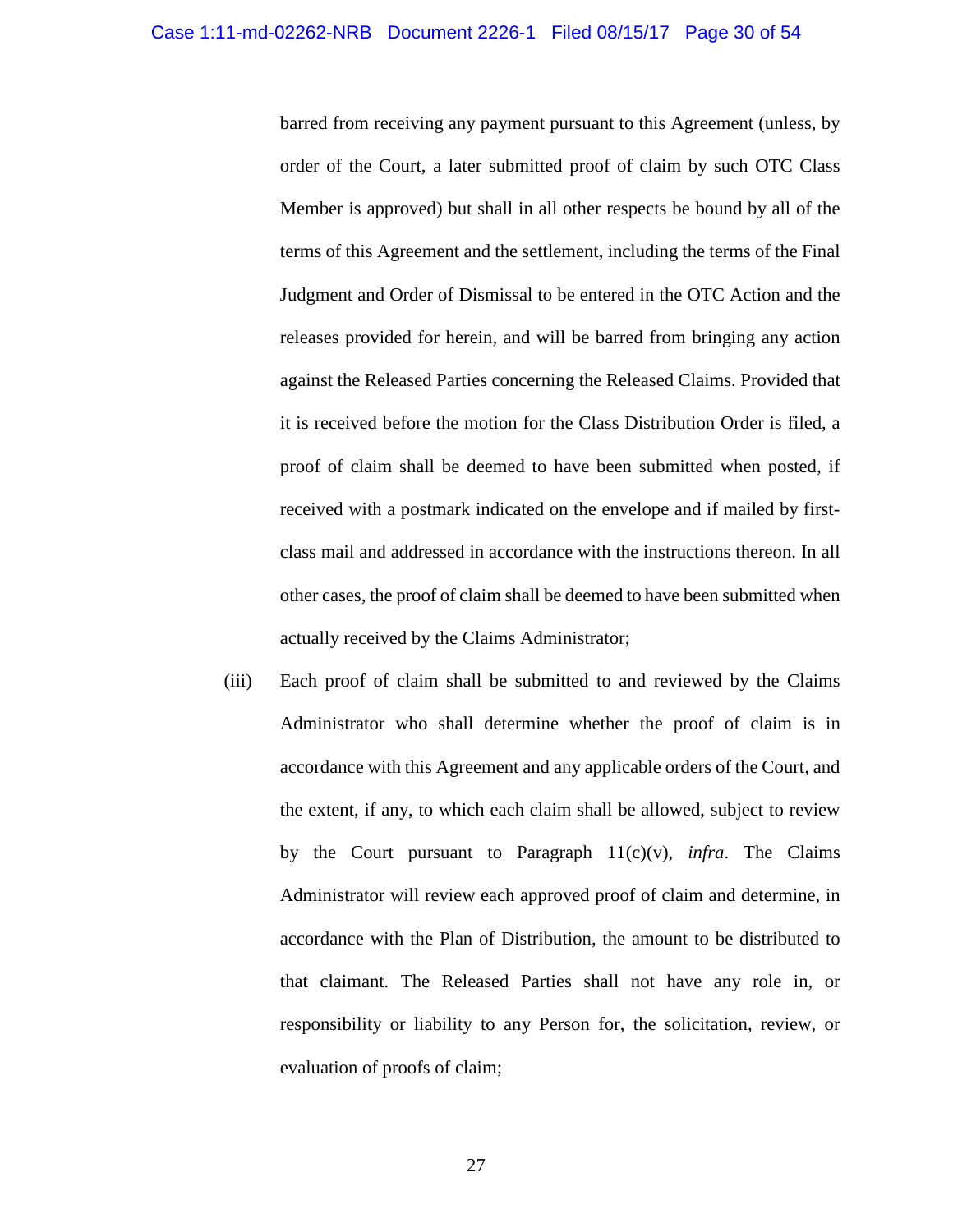barred from receiving any payment pursuant to this Agreement (unless, by order of the Court, a later submitted proof of claim by such OTC Class Member is approved) but shall in all other respects be bound by all of the terms of this Agreement and the settlement, including the terms of the Final Judgment and Order of Dismissal to be entered in the OTC Action and the releases provided for herein, and will be barred from bringing any action against the Released Parties concerning the Released Claims. Provided that it is received before the motion for the Class Distribution Order is filed, a proof of claim shall be deemed to have been submitted when posted, if received with a postmark indicated on the envelope and if mailed by first-class mail and addressed in accordance with the instructions thereon. In all other cases, the proof of claim shall be deemed to have been submitted when actually received by the Claims Administrator;

(iii) Each proof of claim shall be submitted to and reviewed by the Claims Administrator who shall determine whether the proof of claim is in accordance with this Agreement and any applicable orders of the Court, and the extent, if any, to which each claim shall be allowed, subject to review by the Court pursuant to Paragraph 11(c)(v), *infra*. The Claims Administrator will review each approved proof of claim and determine, in accordance with the Plan of Distribution, the amount to be distributed to that claimant. The Released Parties shall not have any role in, or responsibility or liability to any Person for, the solicitation, review, or evaluation of proofs of claim;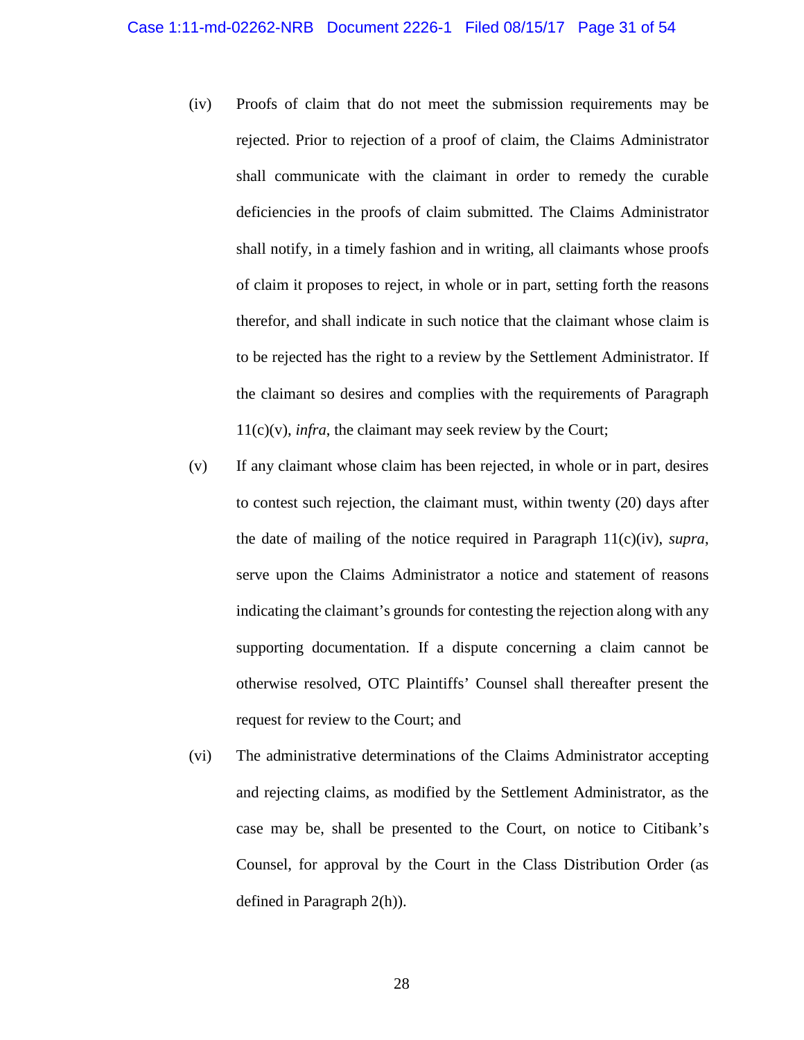(iv) Proofs of claim that do not meet the submission requirements may be rejected. Prior to rejection of a proof of claim, the Claims Administrator shall communicate with the claimant in order to remedy the curable deficiencies in the proofs of claim submitted. The Claims Administrator shall notify, in a timely fashion and in writing, all claimants whose proofs of claim it proposes to reject, in whole or in part, setting forth the reasons therefor, and shall indicate in such notice that the claimant whose claim is to be rejected has the right to a review by the Settlement Administrator. If the claimant so desires and complies with the requirements of Paragraph 11(c)(v), *infra*, the claimant may seek review by the Court;

(v) If any claimant whose claim has been rejected, in whole or in part, desires to contest such rejection, the claimant must, within twenty (20) days after the date of mailing of the notice required in Paragraph 11(c)(iv), *supra*, serve upon the Claims Administrator a notice and statement of reasons indicating the claimant's grounds for contesting the rejection along with any supporting documentation. If a dispute concerning a claim cannot be otherwise resolved, OTC Plaintiffs' Counsel shall thereafter present the request for review to the Court; and

(vi) The administrative determinations of the Claims Administrator accepting and rejecting claims, as modified by the Settlement Administrator, as the case may be, shall be presented to the Court, on notice to Citibank's Counsel, for approval by the Court in the Class Distribution Order (as defined in Paragraph 2(h)).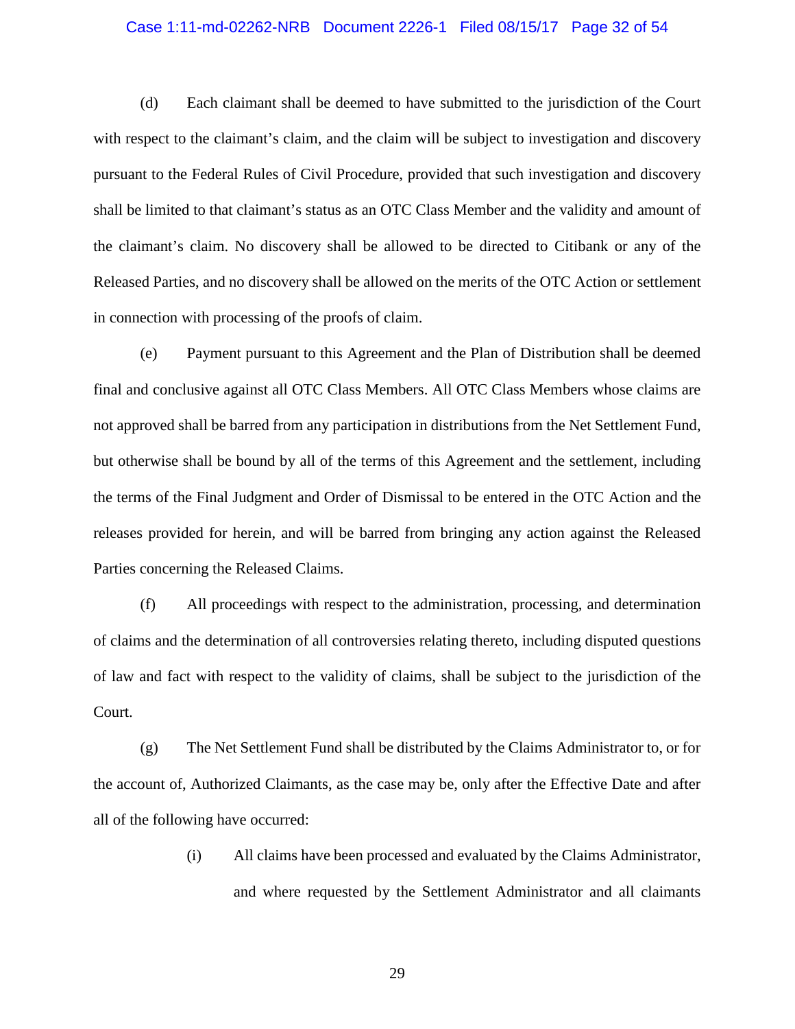(d) Each claimant shall be deemed to have submitted to the jurisdiction of the Court with respect to the claimant's claim, and the claim will be subject to investigation and discovery pursuant to the Federal Rules of Civil Procedure, provided that such investigation and discovery shall be limited to that claimant's status as an OTC Class Member and the validity and amount of the claimant's claim. No discovery shall be allowed to be directed to Citibank or any of the Released Parties, and no discovery shall be allowed on the merits of the OTC Action or settlement in connection with processing of the proofs of claim.

(e) Payment pursuant to this Agreement and the Plan of Distribution shall be deemed final and conclusive against all OTC Class Members. All OTC Class Members whose claims are not approved shall be barred from any participation in distributions from the Net Settlement Fund, but otherwise shall be bound by all of the terms of this Agreement and the settlement, including the terms of the Final Judgment and Order of Dismissal to be entered in the OTC Action and the releases provided for herein, and will be barred from bringing any action against the Released Parties concerning the Released Claims.

(f) All proceedings with respect to the administration, processing, and determination of claims and the determination of all controversies relating thereto, including disputed questions of law and fact with respect to the validity of claims, shall be subject to the jurisdiction of the Court.

(g) The Net Settlement Fund shall be distributed by the Claims Administrator to, or for the account of, Authorized Claimants, as the case may be, only after the Effective Date and after all of the following have occurred:

> (i) All claims have been processed and evaluated by the Claims Administrator, and where requested by the Settlement Administrator and all claimants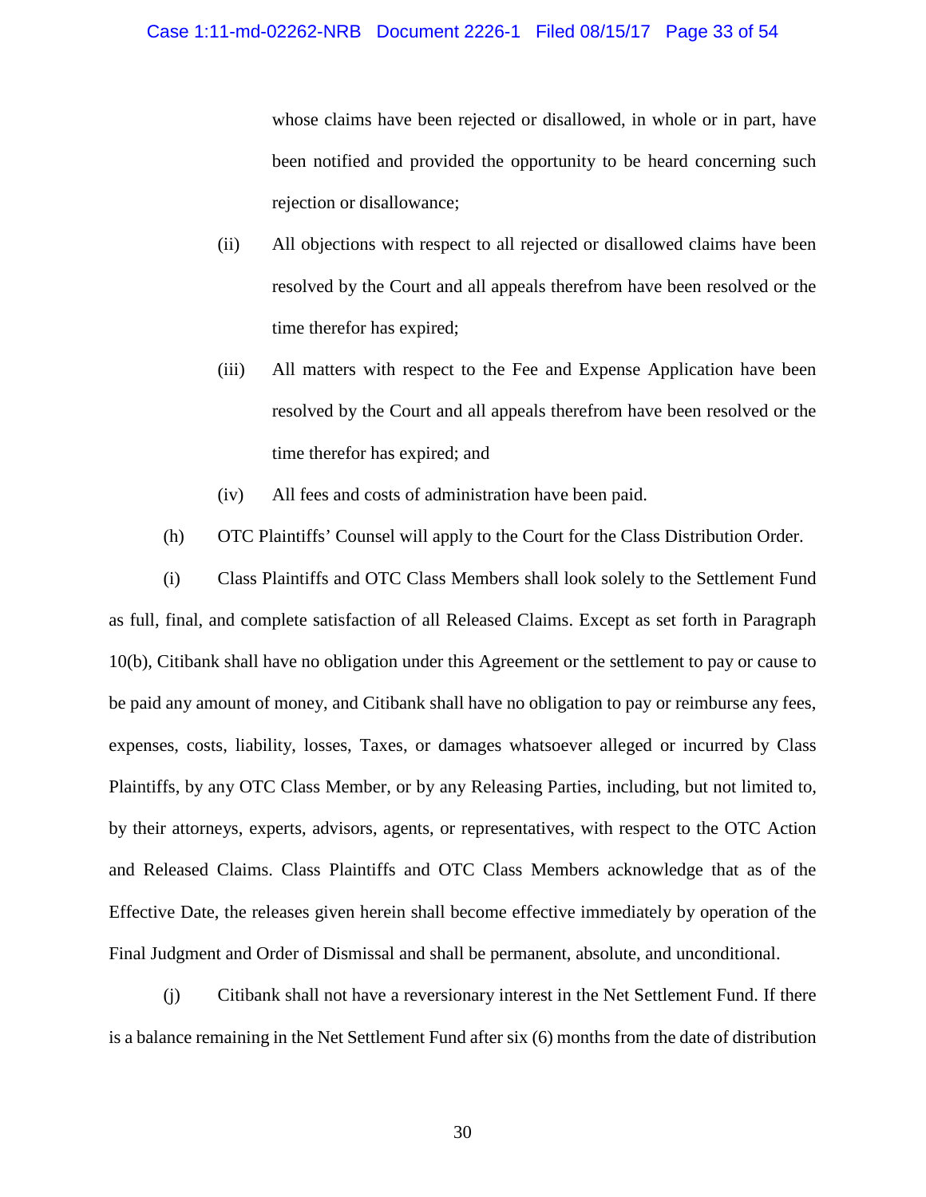whose claims have been rejected or disallowed, in whole or in part, have been notified and provided the opportunity to be heard concerning such rejection or disallowance;

(ii) All objections with respect to all rejected or disallowed claims have been resolved by the Court and all appeals therefrom have been resolved or the time therefor has expired;

(iii) All matters with respect to the Fee and Expense Application have been resolved by the Court and all appeals therefrom have been resolved or the time therefor has expired; and

(iv) All fees and costs of administration have been paid.

(h) OTC Plaintiffs' Counsel will apply to the Court for the Class Distribution Order.

(i) Class Plaintiffs and OTC Class Members shall look solely to the Settlement Fund as full, final, and complete satisfaction of all Released Claims. Except as set forth in Paragraph 10(b), Citibank shall have no obligation under this Agreement or the settlement to pay or cause to be paid any amount of money, and Citibank shall have no obligation to pay or reimburse any fees, expenses, costs, liability, losses, Taxes, or damages whatsoever alleged or incurred by Class Plaintiffs, by any OTC Class Member, or by any Releasing Parties, including, but not limited to, by their attorneys, experts, advisors, agents, or representatives, with respect to the OTC Action and Released Claims. Class Plaintiffs and OTC Class Members acknowledge that as of the Effective Date, the releases given herein shall become effective immediately by operation of the Final Judgment and Order of Dismissal and shall be permanent, absolute, and unconditional.

(j) Citibank shall not have a reversionary interest in the Net Settlement Fund. If there is a balance remaining in the Net Settlement Fund after six (6) months from the date of distribution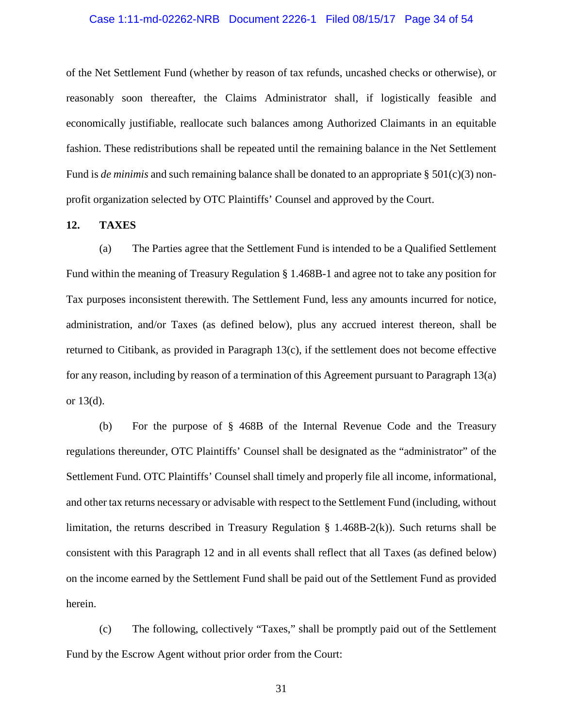of the Net Settlement Fund (whether by reason of tax refunds, uncashed checks or otherwise), or reasonably soon thereafter, the Claims Administrator shall, if logistically feasible and economically justifiable, reallocate such balances among Authorized Claimants in an equitable fashion. These redistributions shall be repeated until the remaining balance in the Net Settlement Fund is *de minimis* and such remaining balance shall be donated to an appropriate § 501(c)(3) non-profit organization selected by OTC Plaintiffs' Counsel and approved by the Court.

**12. TAXES**

(a) The Parties agree that the Settlement Fund is intended to be a Qualified Settlement Fund within the meaning of Treasury Regulation § 1.468B-1 and agree not to take any position for Tax purposes inconsistent therewith. The Settlement Fund, less any amounts incurred for notice, administration, and/or Taxes (as defined below), plus any accrued interest thereon, shall be returned to Citibank, as provided in Paragraph 13(c), if the settlement does not become effective for any reason, including by reason of a termination of this Agreement pursuant to Paragraph 13(a) or 13(d).

(b) For the purpose of § 468B of the Internal Revenue Code and the Treasury regulations thereunder, OTC Plaintiffs' Counsel shall be designated as the "administrator" of the Settlement Fund. OTC Plaintiffs' Counsel shall timely and properly file all income, informational, and other tax returns necessary or advisable with respect to the Settlement Fund (including, without limitation, the returns described in Treasury Regulation § 1.468B-2(k)). Such returns shall be consistent with this Paragraph 12 and in all events shall reflect that all Taxes (as defined below) on the income earned by the Settlement Fund shall be paid out of the Settlement Fund as provided herein.

(c) The following, collectively "Taxes," shall be promptly paid out of the Settlement Fund by the Escrow Agent without prior order from the Court: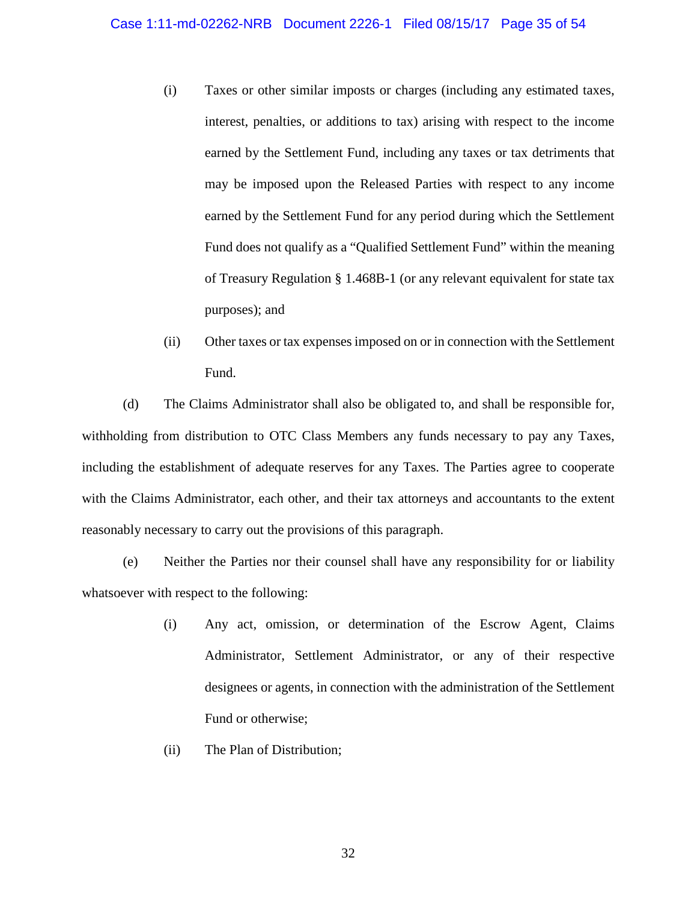(i) Taxes or other similar imposts or charges (including any estimated taxes, interest, penalties, or additions to tax) arising with respect to the income earned by the Settlement Fund, including any taxes or tax detriments that may be imposed upon the Released Parties with respect to any income earned by the Settlement Fund for any period during which the Settlement Fund does not qualify as a "Qualified Settlement Fund" within the meaning of Treasury Regulation § 1.468B-1 (or any relevant equivalent for state tax purposes); and

(ii) Other taxes or tax expenses imposed on or in connection with the Settlement Fund.

(d) The Claims Administrator shall also be obligated to, and shall be responsible for, withholding from distribution to OTC Class Members any funds necessary to pay any Taxes, including the establishment of adequate reserves for any Taxes. The Parties agree to cooperate with the Claims Administrator, each other, and their tax attorneys and accountants to the extent reasonably necessary to carry out the provisions of this paragraph.

(e) Neither the Parties nor their counsel shall have any responsibility for or liability whatsoever with respect to the following:

(i) Any act, omission, or determination of the Escrow Agent, Claims Administrator, Settlement Administrator, or any of their respective designees or agents, in connection with the administration of the Settlement Fund or otherwise;

(ii) The Plan of Distribution;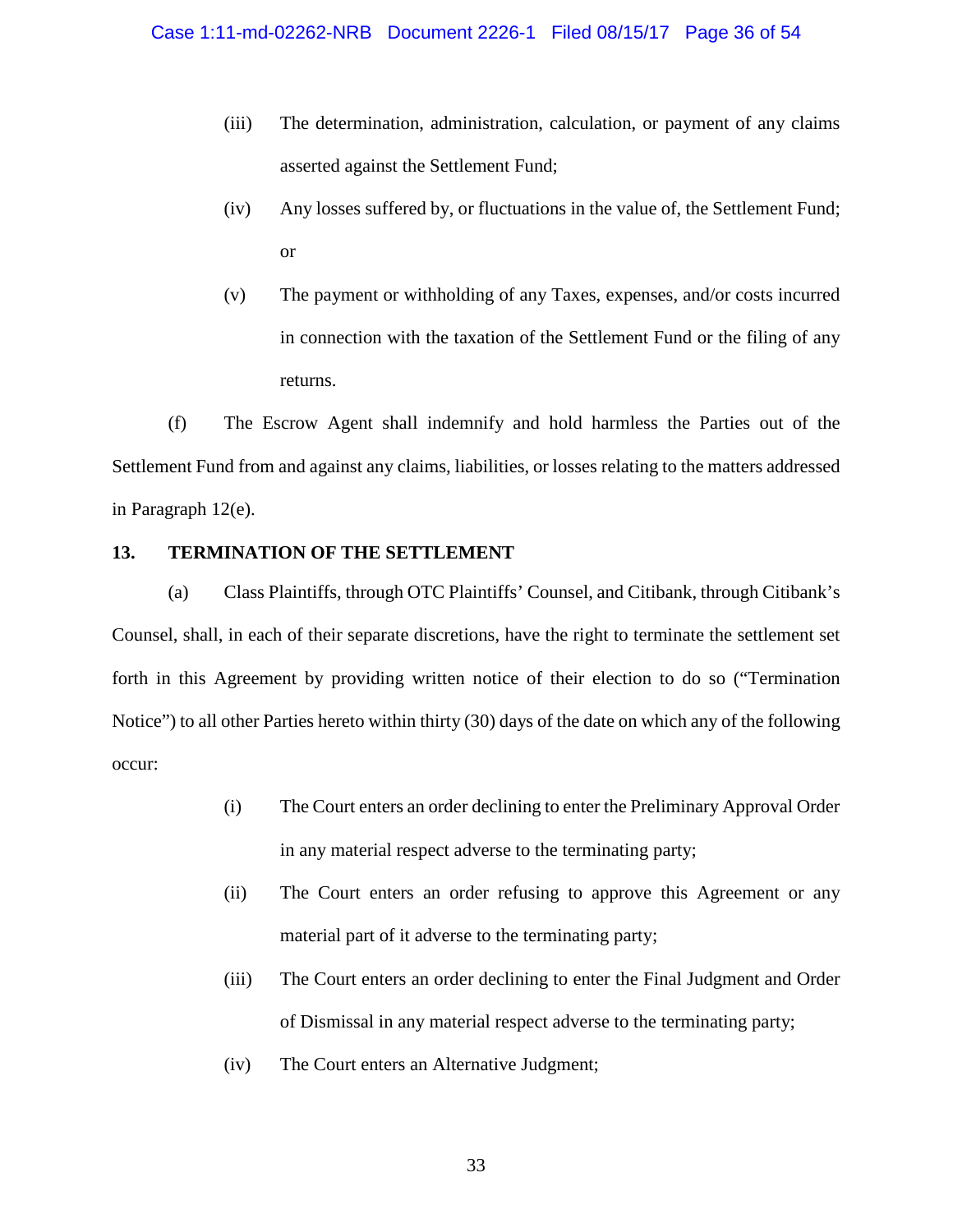(iii) The determination, administration, calculation, or payment of any claims asserted against the Settlement Fund;

(iv) Any losses suffered by, or fluctuations in the value of, the Settlement Fund; or

(v) The payment or withholding of any Taxes, expenses, and/or costs incurred in connection with the taxation of the Settlement Fund or the filing of any returns.

(f) The Escrow Agent shall indemnify and hold harmless the Parties out of the Settlement Fund from and against any claims, liabilities, or losses relating to the matters addressed in Paragraph 12(e).

**13. TERMINATION OF THE SETTLEMENT**

(a) Class Plaintiffs, through OTC Plaintiffs' Counsel, and Citibank, through Citibank's Counsel, shall, in each of their separate discretions, have the right to terminate the settlement set forth in this Agreement by providing written notice of their election to do so ("Termination Notice") to all other Parties hereto within thirty (30) days of the date on which any of the following occur:

(i) The Court enters an order declining to enter the Preliminary Approval Order in any material respect adverse to the terminating party;

(ii) The Court enters an order refusing to approve this Agreement or any material part of it adverse to the terminating party;

(iii) The Court enters an order declining to enter the Final Judgment and Order of Dismissal in any material respect adverse to the terminating party;

(iv) The Court enters an Alternative Judgment;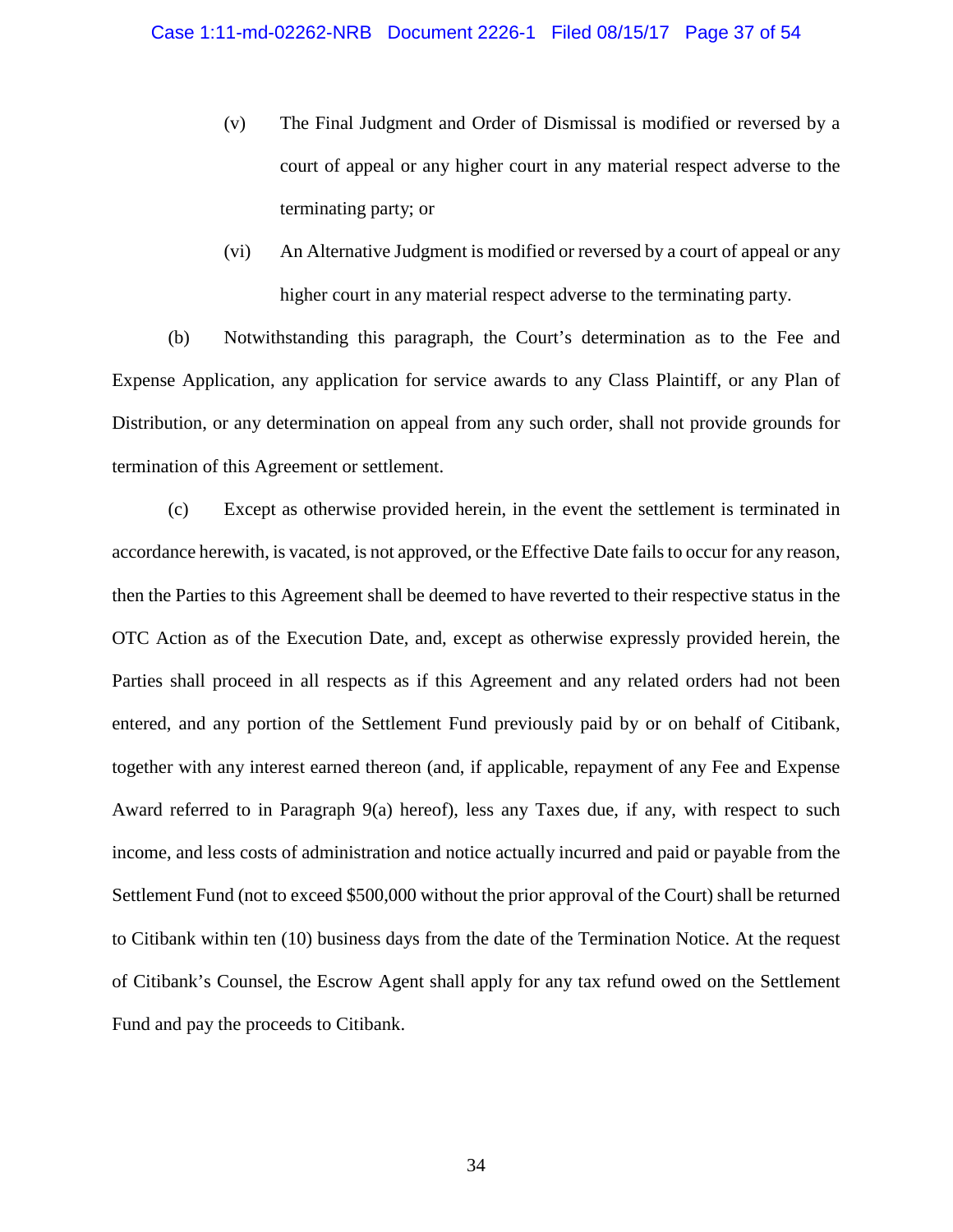(v) The Final Judgment and Order of Dismissal is modified or reversed by a court of appeal or any higher court in any material respect adverse to the terminating party; or

(vi) An Alternative Judgment is modified or reversed by a court of appeal or any higher court in any material respect adverse to the terminating party.

(b) Notwithstanding this paragraph, the Court's determination as to the Fee and Expense Application, any application for service awards to any Class Plaintiff, or any Plan of Distribution, or any determination on appeal from any such order, shall not provide grounds for termination of this Agreement or settlement.

(c) Except as otherwise provided herein, in the event the settlement is terminated in accordance herewith, is vacated, is not approved, or the Effective Date fails to occur for any reason, then the Parties to this Agreement shall be deemed to have reverted to their respective status in the OTC Action as of the Execution Date, and, except as otherwise expressly provided herein, the Parties shall proceed in all respects as if this Agreement and any related orders had not been entered, and any portion of the Settlement Fund previously paid by or on behalf of Citibank, together with any interest earned thereon (and, if applicable, repayment of any Fee and Expense Award referred to in Paragraph 9(a) hereof), less any Taxes due, if any, with respect to such income, and less costs of administration and notice actually incurred and paid or payable from the Settlement Fund (not to exceed $500,000 without the prior approval of the Court) shall be returned to Citibank within ten (10) business days from the date of the Termination Notice. At the request of Citibank's Counsel, the Escrow Agent shall apply for any tax refund owed on the Settlement Fund and pay the proceeds to Citibank.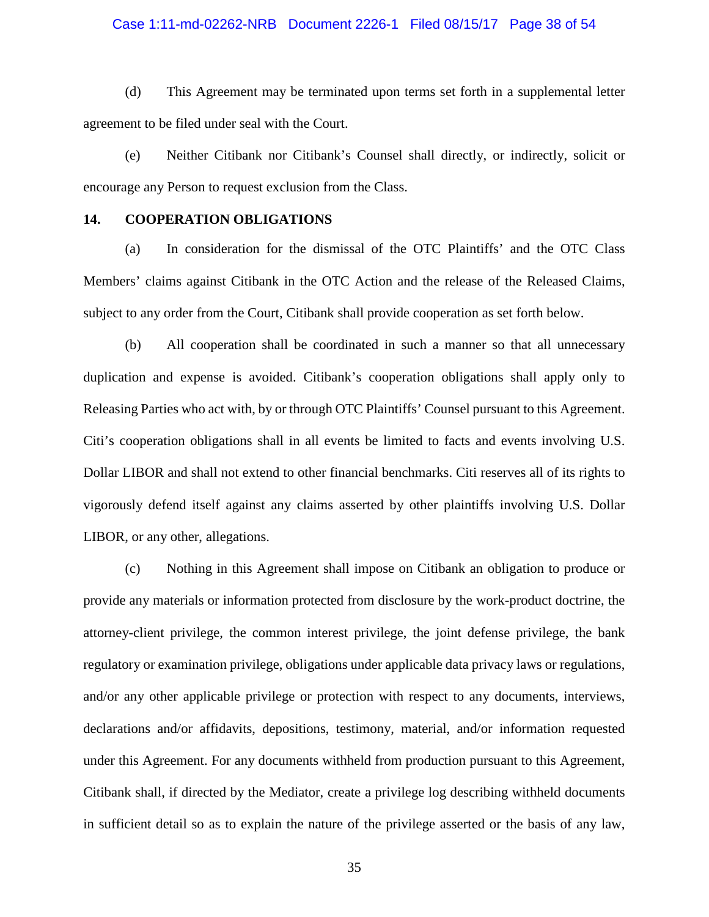(d) This Agreement may be terminated upon terms set forth in a supplemental letter agreement to be filed under seal with the Court.

(e) Neither Citibank nor Citibank's Counsel shall directly, or indirectly, solicit or encourage any Person to request exclusion from the Class.

## 14. COOPERATION OBLIGATIONS

(a) In consideration for the dismissal of the OTC Plaintiffs' and the OTC Class Members' claims against Citibank in the OTC Action and the release of the Released Claims, subject to any order from the Court, Citibank shall provide cooperation as set forth below.

(b) All cooperation shall be coordinated in such a manner so that all unnecessary duplication and expense is avoided. Citibank's cooperation obligations shall apply only to Releasing Parties who act with, by or through OTC Plaintiffs' Counsel pursuant to this Agreement. Citi's cooperation obligations shall in all events be limited to facts and events involving U.S. Dollar LIBOR and shall not extend to other financial benchmarks. Citi reserves all of its rights to vigorously defend itself against any claims asserted by other plaintiffs involving U.S. Dollar LIBOR, or any other, allegations.

(c) Nothing in this Agreement shall impose on Citibank an obligation to produce or provide any materials or information protected from disclosure by the work-product doctrine, the attorney-client privilege, the common interest privilege, the joint defense privilege, the bank regulatory or examination privilege, obligations under applicable data privacy laws or regulations, and/or any other applicable privilege or protection with respect to any documents, interviews, declarations and/or affidavits, depositions, testimony, material, and/or information requested under this Agreement. For any documents withheld from production pursuant to this Agreement, Citibank shall, if directed by the Mediator, create a privilege log describing withheld documents in sufficient detail so as to explain the nature of the privilege asserted or the basis of any law,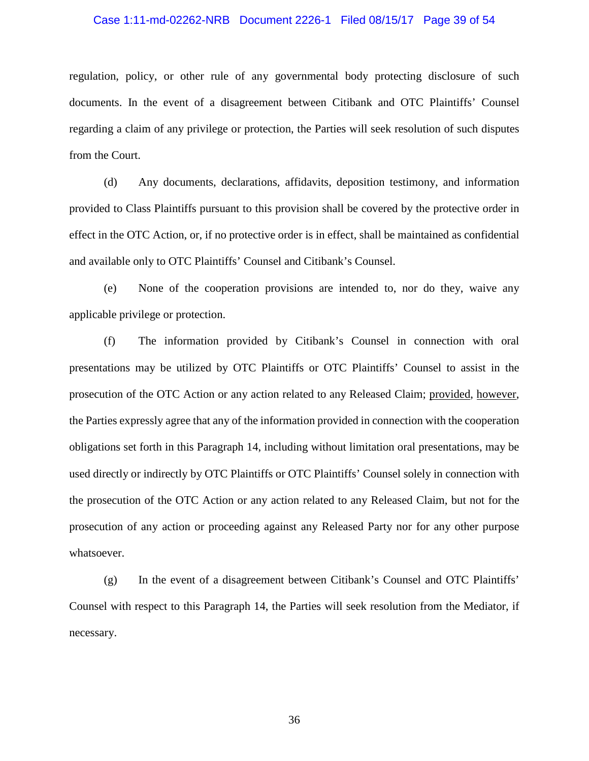regulation, policy, or other rule of any governmental body protecting disclosure of such documents. In the event of a disagreement between Citibank and OTC Plaintiffs' Counsel regarding a claim of any privilege or protection, the Parties will seek resolution of such disputes from the Court.

(d) Any documents, declarations, affidavits, deposition testimony, and information provided to Class Plaintiffs pursuant to this provision shall be covered by the protective order in effect in the OTC Action, or, if no protective order is in effect, shall be maintained as confidential and available only to OTC Plaintiffs' Counsel and Citibank's Counsel.

(e) None of the cooperation provisions are intended to, nor do they, waive any applicable privilege or protection.

(f) The information provided by Citibank's Counsel in connection with oral presentations may be utilized by OTC Plaintiffs or OTC Plaintiffs' Counsel to assist in the prosecution of the OTC Action or any action related to any Released Claim; <u>provided</u>, <u>however</u>, the Parties expressly agree that any of the information provided in connection with the cooperation obligations set forth in this Paragraph 14, including without limitation oral presentations, may be used directly or indirectly by OTC Plaintiffs or OTC Plaintiffs' Counsel solely in connection with the prosecution of the OTC Action or any action related to any Released Claim, but not for the prosecution of any action or proceeding against any Released Party nor for any other purpose whatsoever.

(g) In the event of a disagreement between Citibank's Counsel and OTC Plaintiffs' Counsel with respect to this Paragraph 14, the Parties will seek resolution from the Mediator, if necessary.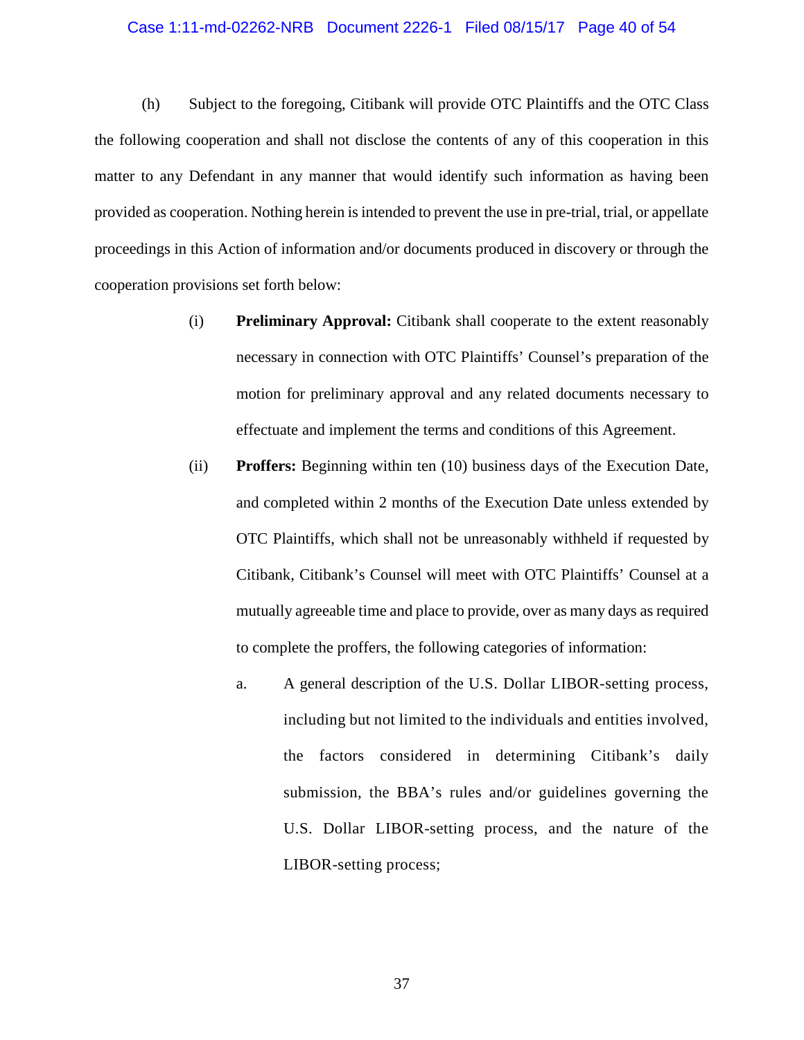(h) Subject to the foregoing, Citibank will provide OTC Plaintiffs and the OTC Class the following cooperation and shall not disclose the contents of any of this cooperation in this matter to any Defendant in any manner that would identify such information as having been provided as cooperation. Nothing herein is intended to prevent the use in pre-trial, trial, or appellate proceedings in this Action of information and/or documents produced in discovery or through the cooperation provisions set forth below:

(i) **Preliminary Approval:** Citibank shall cooperate to the extent reasonably necessary in connection with OTC Plaintiffs' Counsel's preparation of the motion for preliminary approval and any related documents necessary to effectuate and implement the terms and conditions of this Agreement.

(ii) **Proffers:** Beginning within ten (10) business days of the Execution Date, and completed within 2 months of the Execution Date unless extended by OTC Plaintiffs, which shall not be unreasonably withheld if requested by Citibank, Citibank's Counsel will meet with OTC Plaintiffs' Counsel at a mutually agreeable time and place to provide, over as many days as required to complete the proffers, the following categories of information:

a. A general description of the U.S. Dollar LIBOR-setting process, including but not limited to the individuals and entities involved, the factors considered in determining Citibank's daily submission, the BBA's rules and/or guidelines governing the U.S. Dollar LIBOR-setting process, and the nature of the LIBOR-setting process;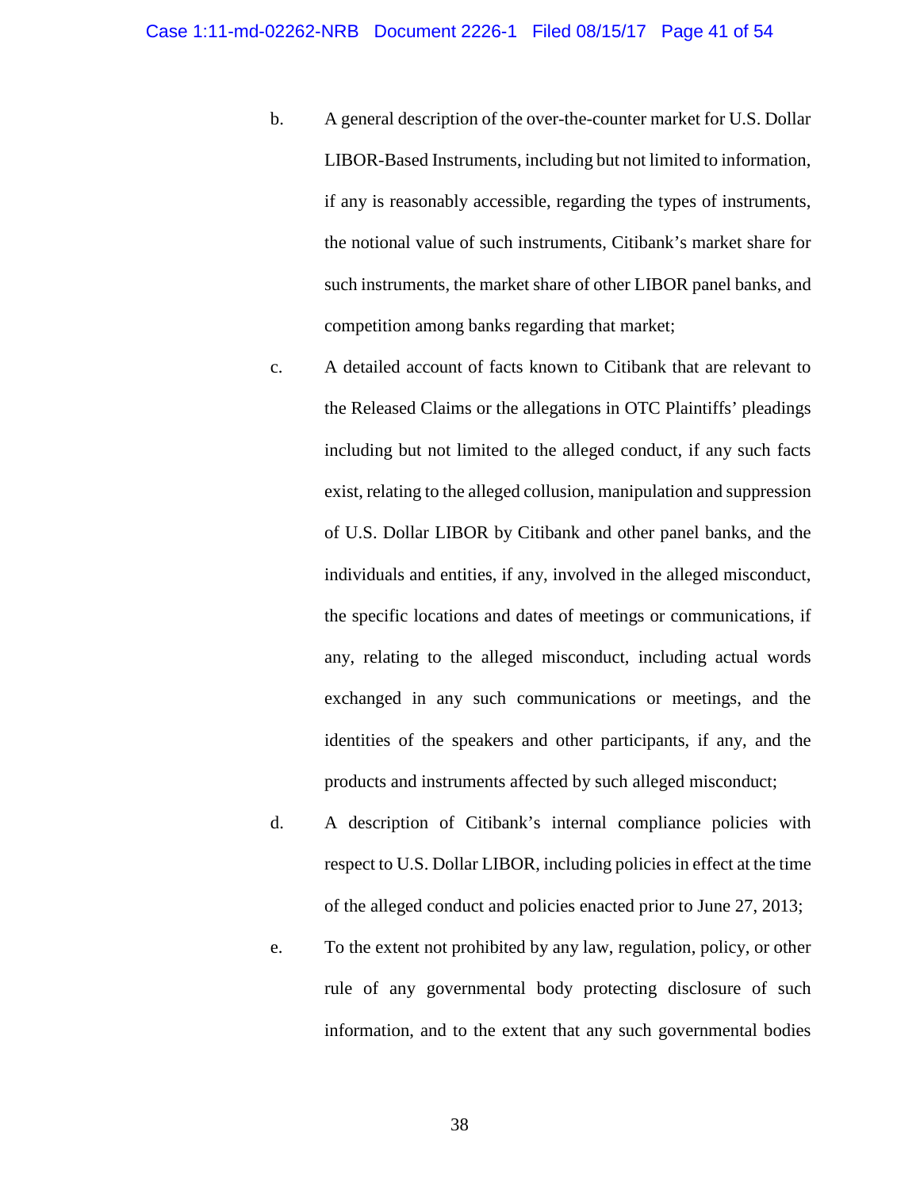b. A general description of the over-the-counter market for U.S. Dollar LIBOR-Based Instruments, including but not limited to information, if any is reasonably accessible, regarding the types of instruments, the notional value of such instruments, Citibank's market share for such instruments, the market share of other LIBOR panel banks, and competition among banks regarding that market;

c. A detailed account of facts known to Citibank that are relevant to the Released Claims or the allegations in OTC Plaintiffs' pleadings including but not limited to the alleged conduct, if any such facts exist, relating to the alleged collusion, manipulation and suppression of U.S. Dollar LIBOR by Citibank and other panel banks, and the individuals and entities, if any, involved in the alleged misconduct, the specific locations and dates of meetings or communications, if any, relating to the alleged misconduct, including actual words exchanged in any such communications or meetings, and the identities of the speakers and other participants, if any, and the products and instruments affected by such alleged misconduct;

d. A description of Citibank's internal compliance policies with respect to U.S. Dollar LIBOR, including policies in effect at the time of the alleged conduct and policies enacted prior to June 27, 2013;

e. To the extent not prohibited by any law, regulation, policy, or other rule of any governmental body protecting disclosure of such information, and to the extent that any such governmental bodies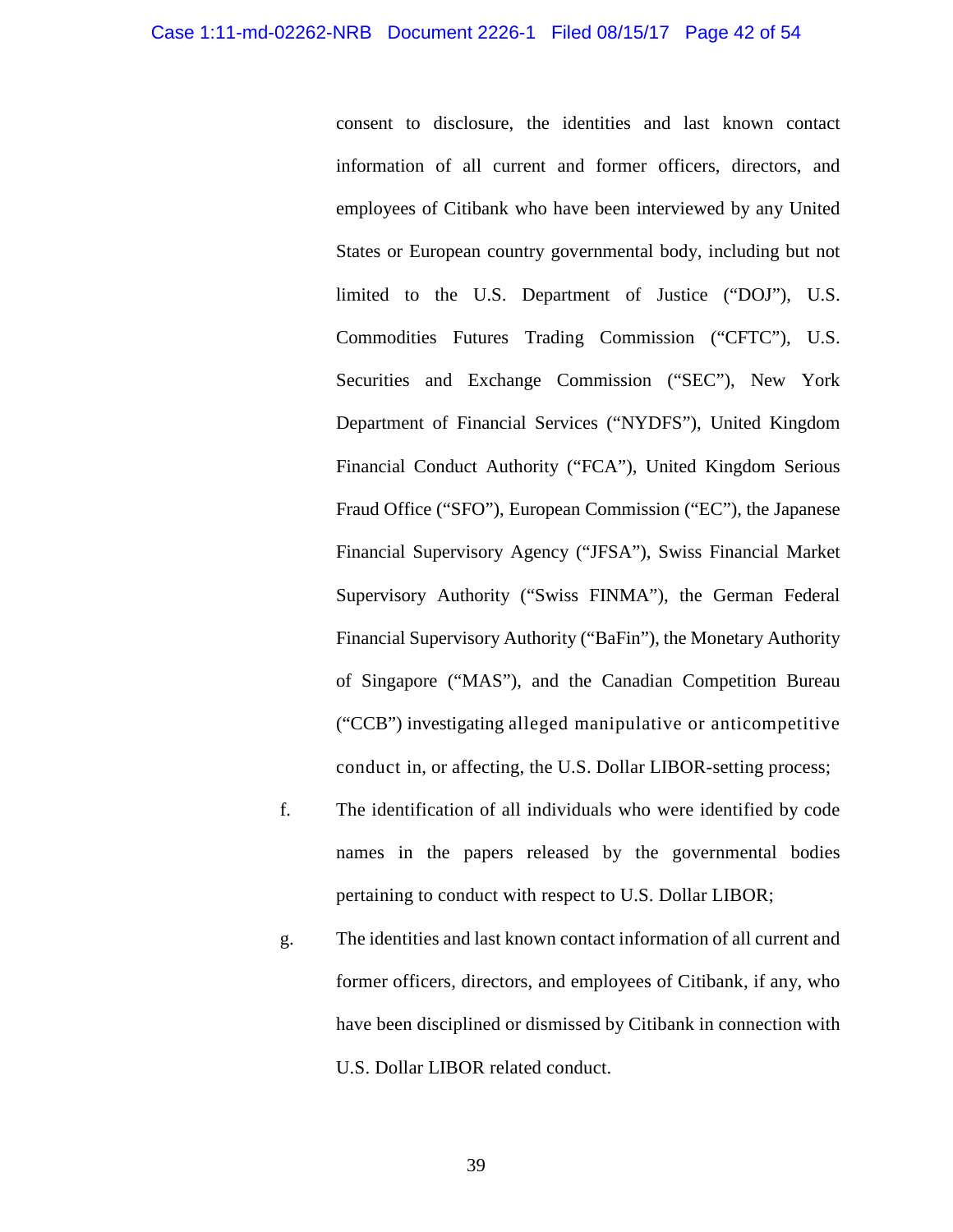consent to disclosure, the identities and last known contact information of all current and former officers, directors, and employees of Citibank who have been interviewed by any United States or European country governmental body, including but not limited to the U.S. Department of Justice ("DOJ"), U.S. Commodities Futures Trading Commission ("CFTC"), U.S. Securities and Exchange Commission ("SEC"), New York Department of Financial Services ("NYDFS"), United Kingdom Financial Conduct Authority ("FCA"), United Kingdom Serious Fraud Office ("SFO"), European Commission ("EC"), the Japanese Financial Supervisory Agency ("JFSA"), Swiss Financial Market Supervisory Authority ("Swiss FINMA"), the German Federal Financial Supervisory Authority ("BaFin"), the Monetary Authority of Singapore ("MAS"), and the Canadian Competition Bureau ("CCB") investigating alleged manipulative or anticompetitive conduct in, or affecting, the U.S. Dollar LIBOR-setting process;

f. The identification of all individuals who were identified by code names in the papers released by the governmental bodies pertaining to conduct with respect to U.S. Dollar LIBOR;

g. The identities and last known contact information of all current and former officers, directors, and employees of Citibank, if any, who have been disciplined or dismissed by Citibank in connection with U.S. Dollar LIBOR related conduct.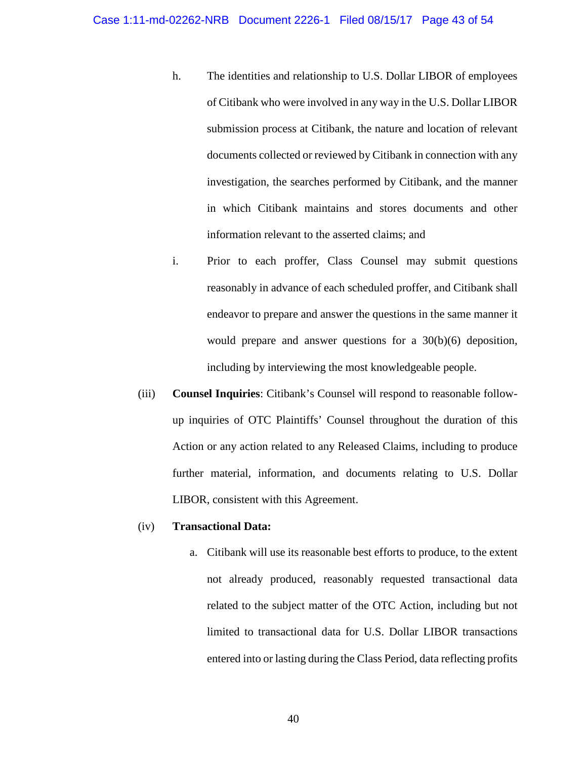h. The identities and relationship to U.S. Dollar LIBOR of employees of Citibank who were involved in any way in the U.S. Dollar LIBOR submission process at Citibank, the nature and location of relevant documents collected or reviewed by Citibank in connection with any investigation, the searches performed by Citibank, and the manner in which Citibank maintains and stores documents and other information relevant to the asserted claims; and

i. Prior to each proffer, Class Counsel may submit questions reasonably in advance of each scheduled proffer, and Citibank shall endeavor to prepare and answer the questions in the same manner it would prepare and answer questions for a 30(b)(6) deposition, including by interviewing the most knowledgeable people.

(iii) **Counsel Inquiries**: Citibank's Counsel will respond to reasonable follow-up inquiries of OTC Plaintiffs' Counsel throughout the duration of this Action or any action related to any Released Claims, including to produce further material, information, and documents relating to U.S. Dollar LIBOR, consistent with this Agreement.

(iv) **Transactional Data:**

a. Citibank will use its reasonable best efforts to produce, to the extent not already produced, reasonably requested transactional data related to the subject matter of the OTC Action, including but not limited to transactional data for U.S. Dollar LIBOR transactions entered into or lasting during the Class Period, data reflecting profits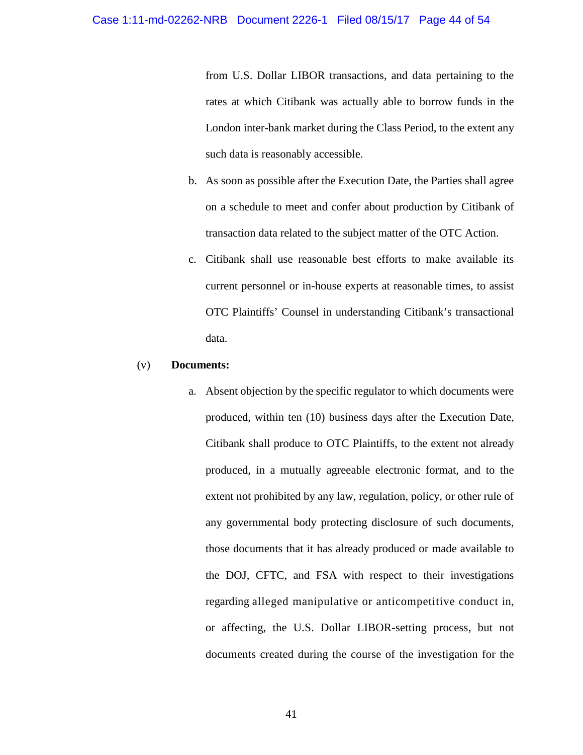from U.S. Dollar LIBOR transactions, and data pertaining to the rates at which Citibank was actually able to borrow funds in the London inter-bank market during the Class Period, to the extent any such data is reasonably accessible.

b. As soon as possible after the Execution Date, the Parties shall agree on a schedule to meet and confer about production by Citibank of transaction data related to the subject matter of the OTC Action.

c. Citibank shall use reasonable best efforts to make available its current personnel or in-house experts at reasonable times, to assist OTC Plaintiffs' Counsel in understanding Citibank's transactional data.

(v) **Documents:**

a. Absent objection by the specific regulator to which documents were produced, within ten (10) business days after the Execution Date, Citibank shall produce to OTC Plaintiffs, to the extent not already produced, in a mutually agreeable electronic format, and to the extent not prohibited by any law, regulation, policy, or other rule of any governmental body protecting disclosure of such documents, those documents that it has already produced or made available to the DOJ, CFTC, and FSA with respect to their investigations regarding alleged manipulative or anticompetitive conduct in, or affecting, the U.S. Dollar LIBOR-setting process, but not documents created during the course of the investigation for the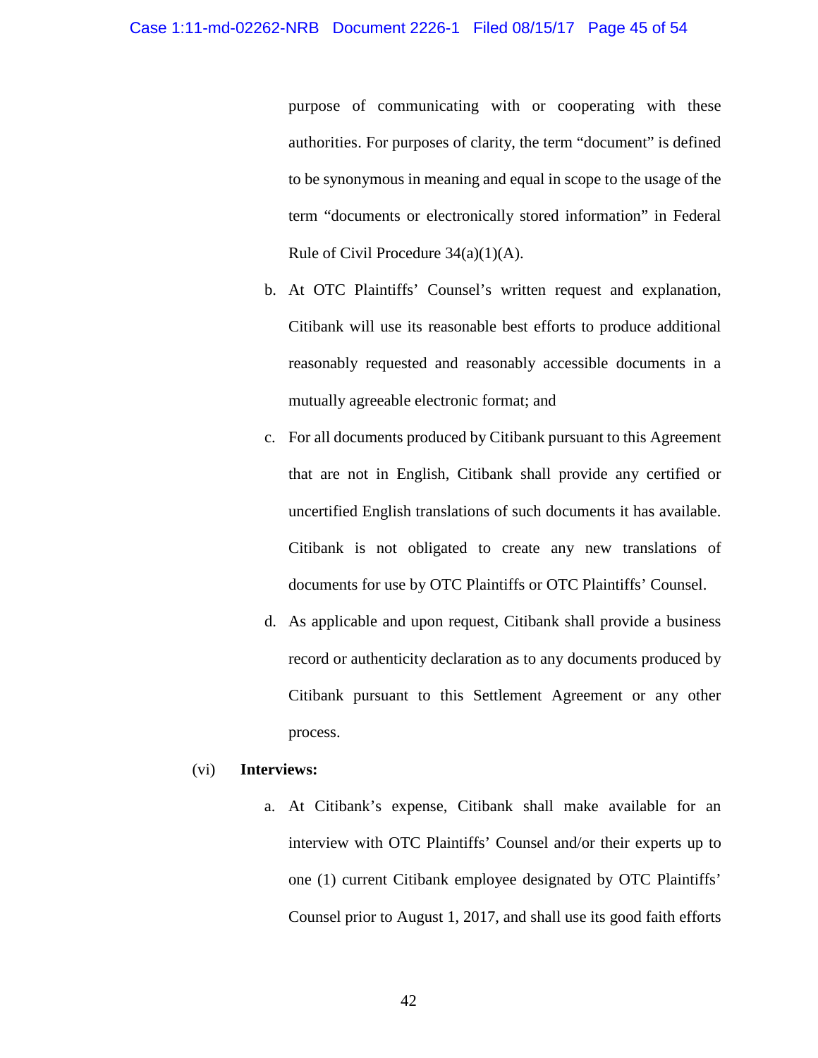purpose of communicating with or cooperating with these authorities. For purposes of clarity, the term "document" is defined to be synonymous in meaning and equal in scope to the usage of the term "documents or electronically stored information" in Federal Rule of Civil Procedure 34(a)(1)(A).

b. At OTC Plaintiffs' Counsel's written request and explanation, Citibank will use its reasonable best efforts to produce additional reasonably requested and reasonably accessible documents in a mutually agreeable electronic format; and

c. For all documents produced by Citibank pursuant to this Agreement that are not in English, Citibank shall provide any certified or uncertified English translations of such documents it has available. Citibank is not obligated to create any new translations of documents for use by OTC Plaintiffs or OTC Plaintiffs' Counsel.

d. As applicable and upon request, Citibank shall provide a business record or authenticity declaration as to any documents produced by Citibank pursuant to this Settlement Agreement or any other process.

(vi) **Interviews:**

a. At Citibank's expense, Citibank shall make available for an interview with OTC Plaintiffs' Counsel and/or their experts up to one (1) current Citibank employee designated by OTC Plaintiffs' Counsel prior to August 1, 2017, and shall use its good faith efforts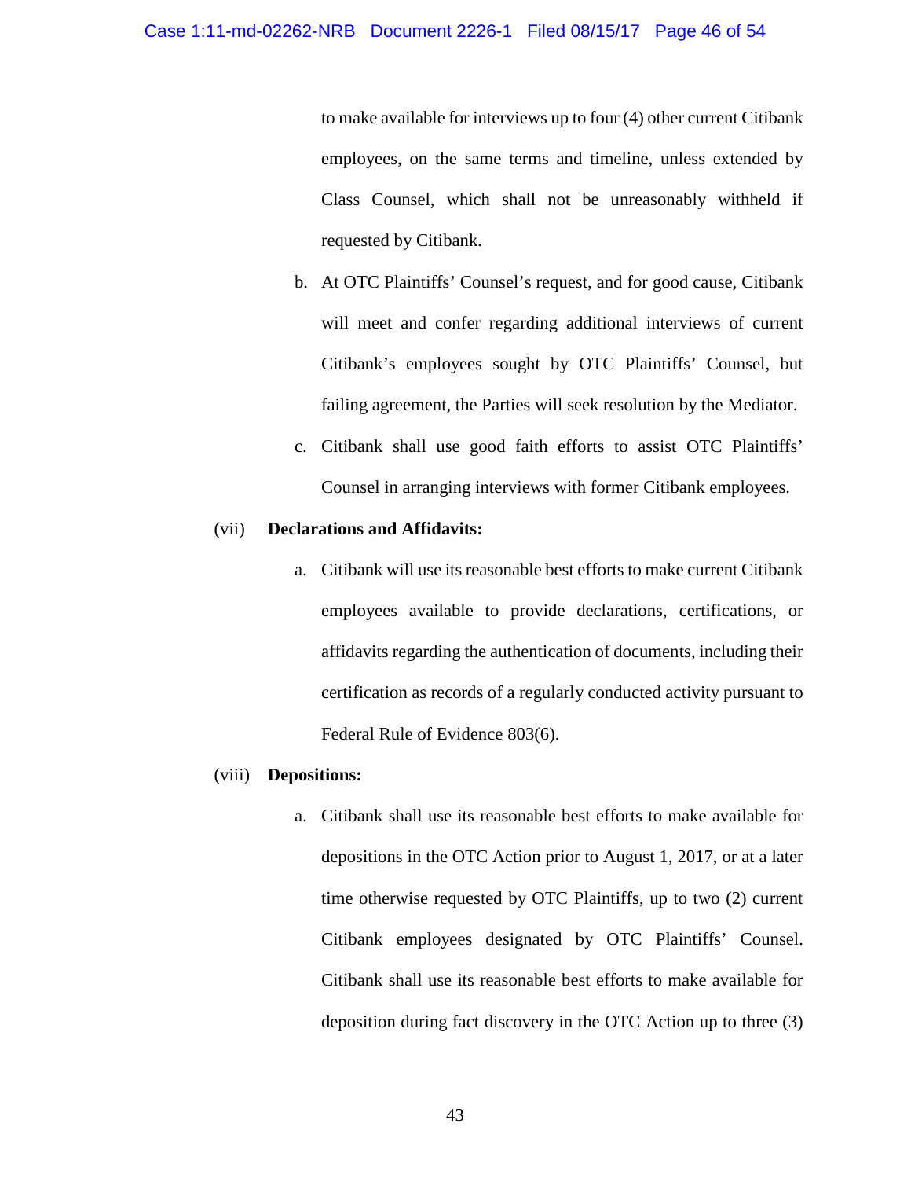to make available for interviews up to four (4) other current Citibank employees, on the same terms and timeline, unless extended by Class Counsel, which shall not be unreasonably withheld if requested by Citibank.

b. At OTC Plaintiffs' Counsel's request, and for good cause, Citibank will meet and confer regarding additional interviews of current Citibank's employees sought by OTC Plaintiffs' Counsel, but failing agreement, the Parties will seek resolution by the Mediator.

c. Citibank shall use good faith efforts to assist OTC Plaintiffs' Counsel in arranging interviews with former Citibank employees.

(vii) **Declarations and Affidavits:**

a. Citibank will use its reasonable best efforts to make current Citibank employees available to provide declarations, certifications, or affidavits regarding the authentication of documents, including their certification as records of a regularly conducted activity pursuant to Federal Rule of Evidence 803(6).

(viii) **Depositions:**

a. Citibank shall use its reasonable best efforts to make available for depositions in the OTC Action prior to August 1, 2017, or at a later time otherwise requested by OTC Plaintiffs, up to two (2) current Citibank employees designated by OTC Plaintiffs' Counsel. Citibank shall use its reasonable best efforts to make available for deposition during fact discovery in the OTC Action up to three (3)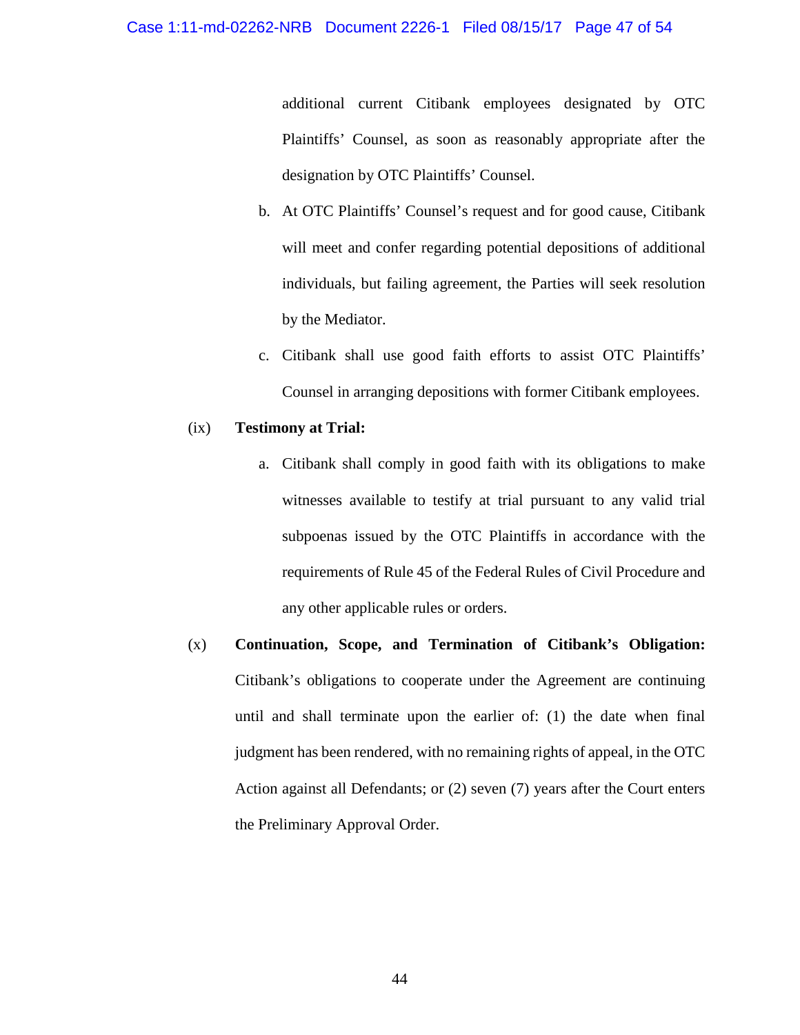additional current Citibank employees designated by OTC Plaintiffs' Counsel, as soon as reasonably appropriate after the designation by OTC Plaintiffs' Counsel.

b. At OTC Plaintiffs' Counsel's request and for good cause, Citibank will meet and confer regarding potential depositions of additional individuals, but failing agreement, the Parties will seek resolution by the Mediator.

c. Citibank shall use good faith efforts to assist OTC Plaintiffs' Counsel in arranging depositions with former Citibank employees.

(ix) **Testimony at Trial:**

a. Citibank shall comply in good faith with its obligations to make witnesses available to testify at trial pursuant to any valid trial subpoenas issued by the OTC Plaintiffs in accordance with the requirements of Rule 45 of the Federal Rules of Civil Procedure and any other applicable rules or orders.

(x) **Continuation, Scope, and Termination of Citibank's Obligation:** Citibank's obligations to cooperate under the Agreement are continuing until and shall terminate upon the earlier of: (1) the date when final judgment has been rendered, with no remaining rights of appeal, in the OTC Action against all Defendants; or (2) seven (7) years after the Court enters the Preliminary Approval Order.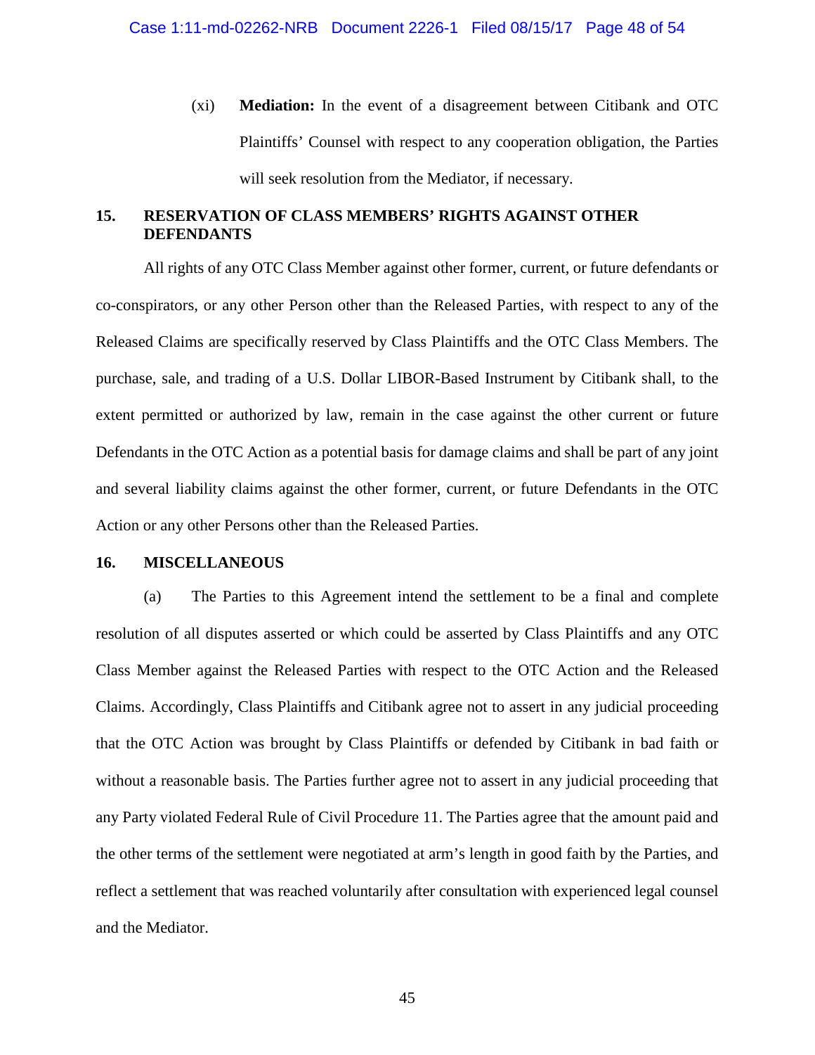(xi) **Mediation:** In the event of a disagreement between Citibank and OTC Plaintiffs' Counsel with respect to any cooperation obligation, the Parties will seek resolution from the Mediator, if necessary.

## 15. RESERVATION OF CLASS MEMBERS' RIGHTS AGAINST OTHER DEFENDANTS

All rights of any OTC Class Member against other former, current, or future defendants or co-conspirators, or any other Person other than the Released Parties, with respect to any of the Released Claims are specifically reserved by Class Plaintiffs and the OTC Class Members. The purchase, sale, and trading of a U.S. Dollar LIBOR-Based Instrument by Citibank shall, to the extent permitted or authorized by law, remain in the case against the other current or future Defendants in the OTC Action as a potential basis for damage claims and shall be part of any joint and several liability claims against the other former, current, or future Defendants in the OTC Action or any other Persons other than the Released Parties.

## 16. MISCELLANEOUS

(a) The Parties to this Agreement intend the settlement to be a final and complete resolution of all disputes asserted or which could be asserted by Class Plaintiffs and any OTC Class Member against the Released Parties with respect to the OTC Action and the Released Claims. Accordingly, Class Plaintiffs and Citibank agree not to assert in any judicial proceeding that the OTC Action was brought by Class Plaintiffs or defended by Citibank in bad faith or without a reasonable basis. The Parties further agree not to assert in any judicial proceeding that any Party violated Federal Rule of Civil Procedure 11. The Parties agree that the amount paid and the other terms of the settlement were negotiated at arm's length in good faith by the Parties, and reflect a settlement that was reached voluntarily after consultation with experienced legal counsel and the Mediator.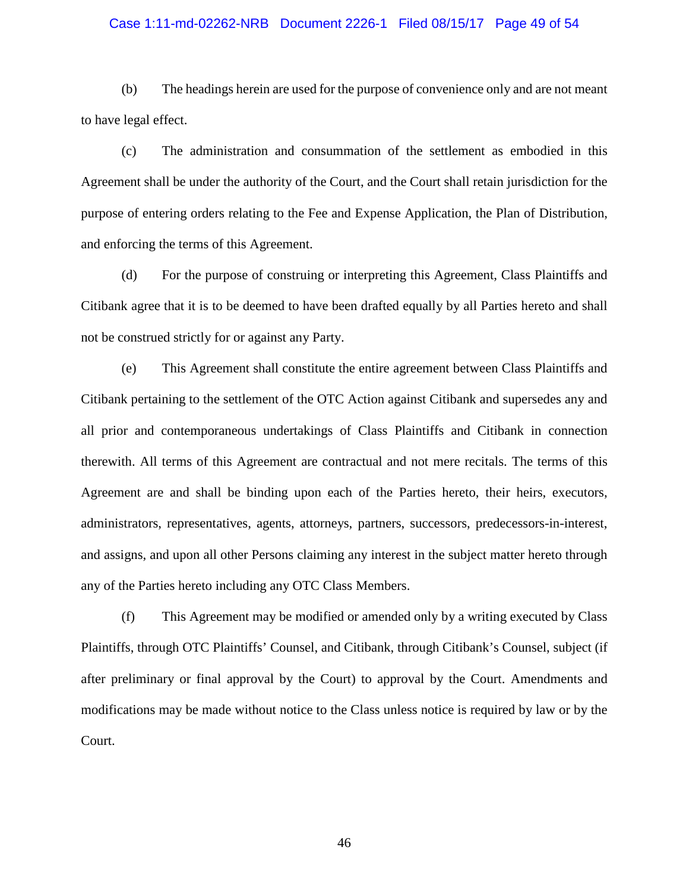(b) The headings herein are used for the purpose of convenience only and are not meant to have legal effect.

(c) The administration and consummation of the settlement as embodied in this Agreement shall be under the authority of the Court, and the Court shall retain jurisdiction for the purpose of entering orders relating to the Fee and Expense Application, the Plan of Distribution, and enforcing the terms of this Agreement.

(d) For the purpose of construing or interpreting this Agreement, Class Plaintiffs and Citibank agree that it is to be deemed to have been drafted equally by all Parties hereto and shall not be construed strictly for or against any Party.

(e) This Agreement shall constitute the entire agreement between Class Plaintiffs and Citibank pertaining to the settlement of the OTC Action against Citibank and supersedes any and all prior and contemporaneous undertakings of Class Plaintiffs and Citibank in connection therewith. All terms of this Agreement are contractual and not mere recitals. The terms of this Agreement are and shall be binding upon each of the Parties hereto, their heirs, executors, administrators, representatives, agents, attorneys, partners, successors, predecessors-in-interest, and assigns, and upon all other Persons claiming any interest in the subject matter hereto through any of the Parties hereto including any OTC Class Members.

(f) This Agreement may be modified or amended only by a writing executed by Class Plaintiffs, through OTC Plaintiffs' Counsel, and Citibank, through Citibank's Counsel, subject (if after preliminary or final approval by the Court) to approval by the Court. Amendments and modifications may be made without notice to the Class unless notice is required by law or by the Court.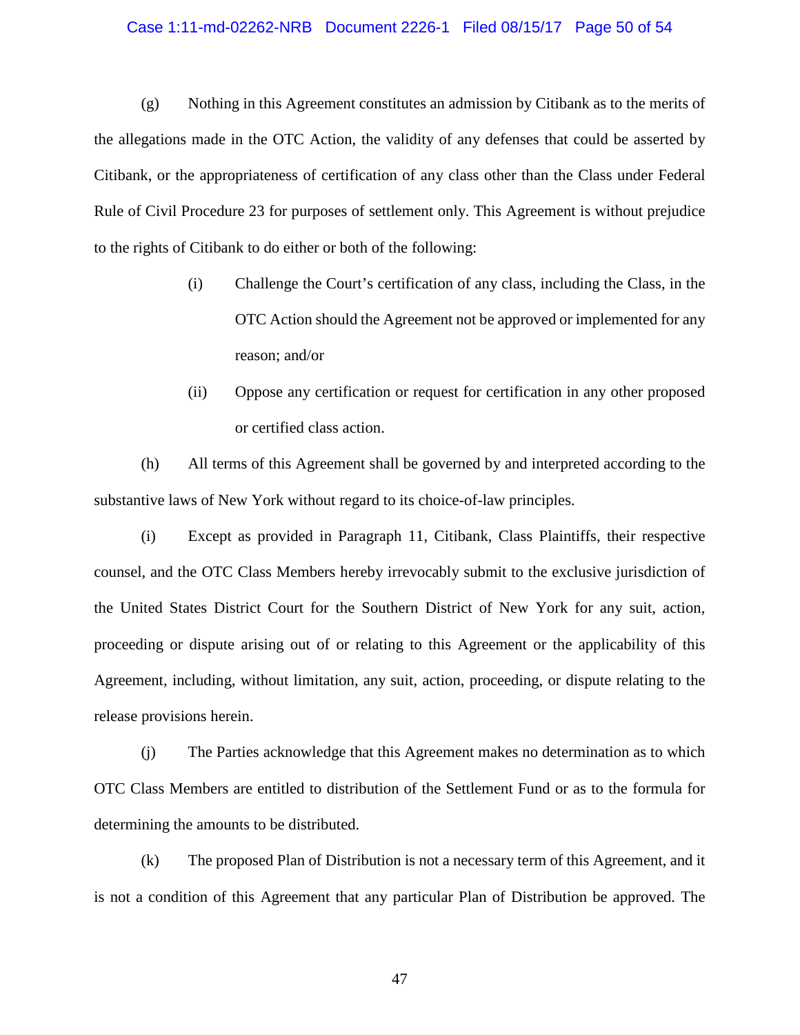(g) Nothing in this Agreement constitutes an admission by Citibank as to the merits of the allegations made in the OTC Action, the validity of any defenses that could be asserted by Citibank, or the appropriateness of certification of any class other than the Class under Federal Rule of Civil Procedure 23 for purposes of settlement only. This Agreement is without prejudice to the rights of Citibank to do either or both of the following:

> (i) Challenge the Court's certification of any class, including the Class, in the OTC Action should the Agreement not be approved or implemented for any reason; and/or
>
> (ii) Oppose any certification or request for certification in any other proposed or certified class action.

(h) All terms of this Agreement shall be governed by and interpreted according to the substantive laws of New York without regard to its choice-of-law principles.

(i) Except as provided in Paragraph 11, Citibank, Class Plaintiffs, their respective counsel, and the OTC Class Members hereby irrevocably submit to the exclusive jurisdiction of the United States District Court for the Southern District of New York for any suit, action, proceeding or dispute arising out of or relating to this Agreement or the applicability of this Agreement, including, without limitation, any suit, action, proceeding, or dispute relating to the release provisions herein.

(j) The Parties acknowledge that this Agreement makes no determination as to which OTC Class Members are entitled to distribution of the Settlement Fund or as to the formula for determining the amounts to be distributed.

(k) The proposed Plan of Distribution is not a necessary term of this Agreement, and it is not a condition of this Agreement that any particular Plan of Distribution be approved. The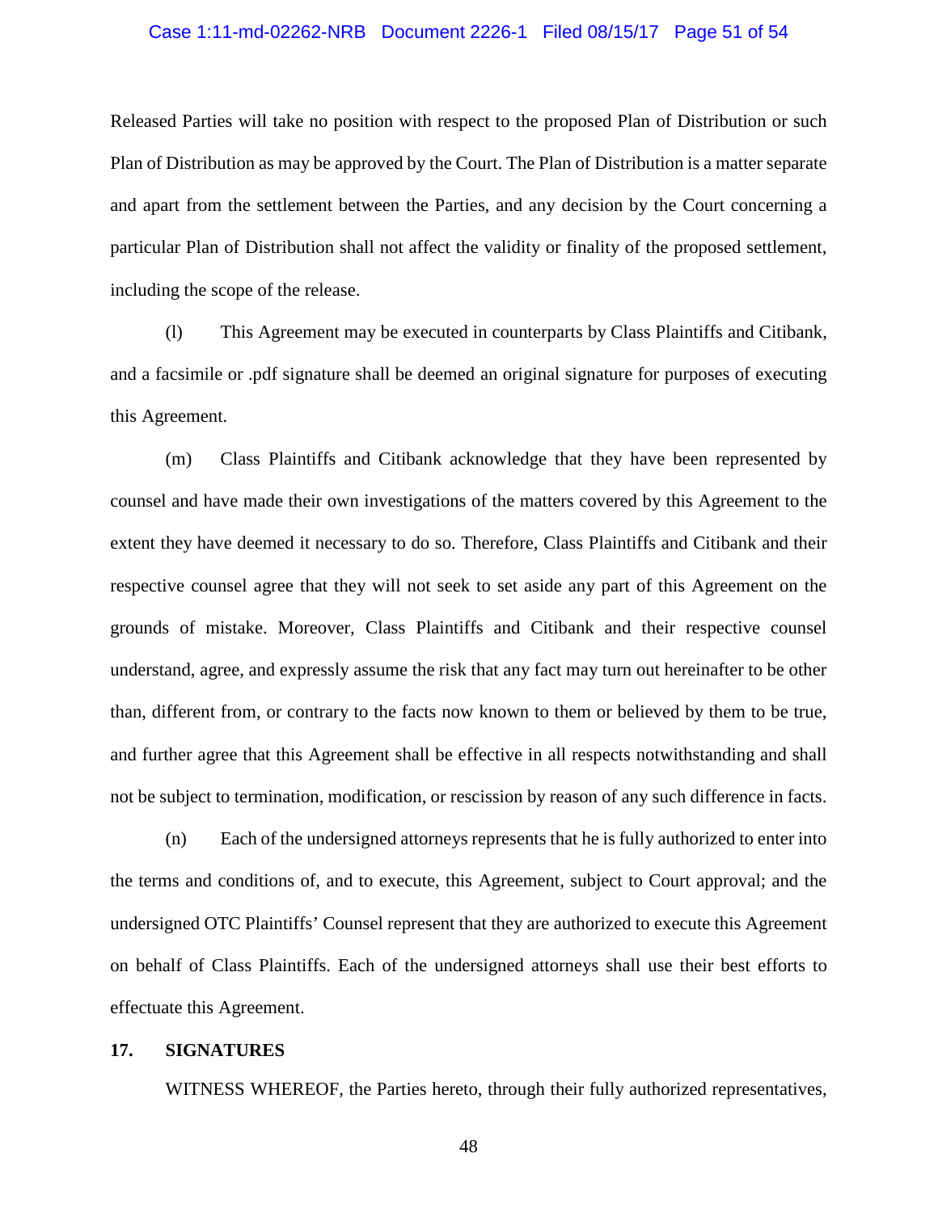Released Parties will take no position with respect to the proposed Plan of Distribution or such Plan of Distribution as may be approved by the Court. The Plan of Distribution is a matter separate and apart from the settlement between the Parties, and any decision by the Court concerning a particular Plan of Distribution shall not affect the validity or finality of the proposed settlement, including the scope of the release.

(l) This Agreement may be executed in counterparts by Class Plaintiffs and Citibank, and a facsimile or .pdf signature shall be deemed an original signature for purposes of executing this Agreement.

(m) Class Plaintiffs and Citibank acknowledge that they have been represented by counsel and have made their own investigations of the matters covered by this Agreement to the extent they have deemed it necessary to do so. Therefore, Class Plaintiffs and Citibank and their respective counsel agree that they will not seek to set aside any part of this Agreement on the grounds of mistake. Moreover, Class Plaintiffs and Citibank and their respective counsel understand, agree, and expressly assume the risk that any fact may turn out hereinafter to be other than, different from, or contrary to the facts now known to them or believed by them to be true, and further agree that this Agreement shall be effective in all respects notwithstanding and shall not be subject to termination, modification, or rescission by reason of any such difference in facts.

(n) Each of the undersigned attorneys represents that he is fully authorized to enter into the terms and conditions of, and to execute, this Agreement, subject to Court approval; and the undersigned OTC Plaintiffs' Counsel represent that they are authorized to execute this Agreement on behalf of Class Plaintiffs. Each of the undersigned attorneys shall use their best efforts to effectuate this Agreement.

## 17. SIGNATURES

WITNESS WHEREOF, the Parties hereto, through their fully authorized representatives,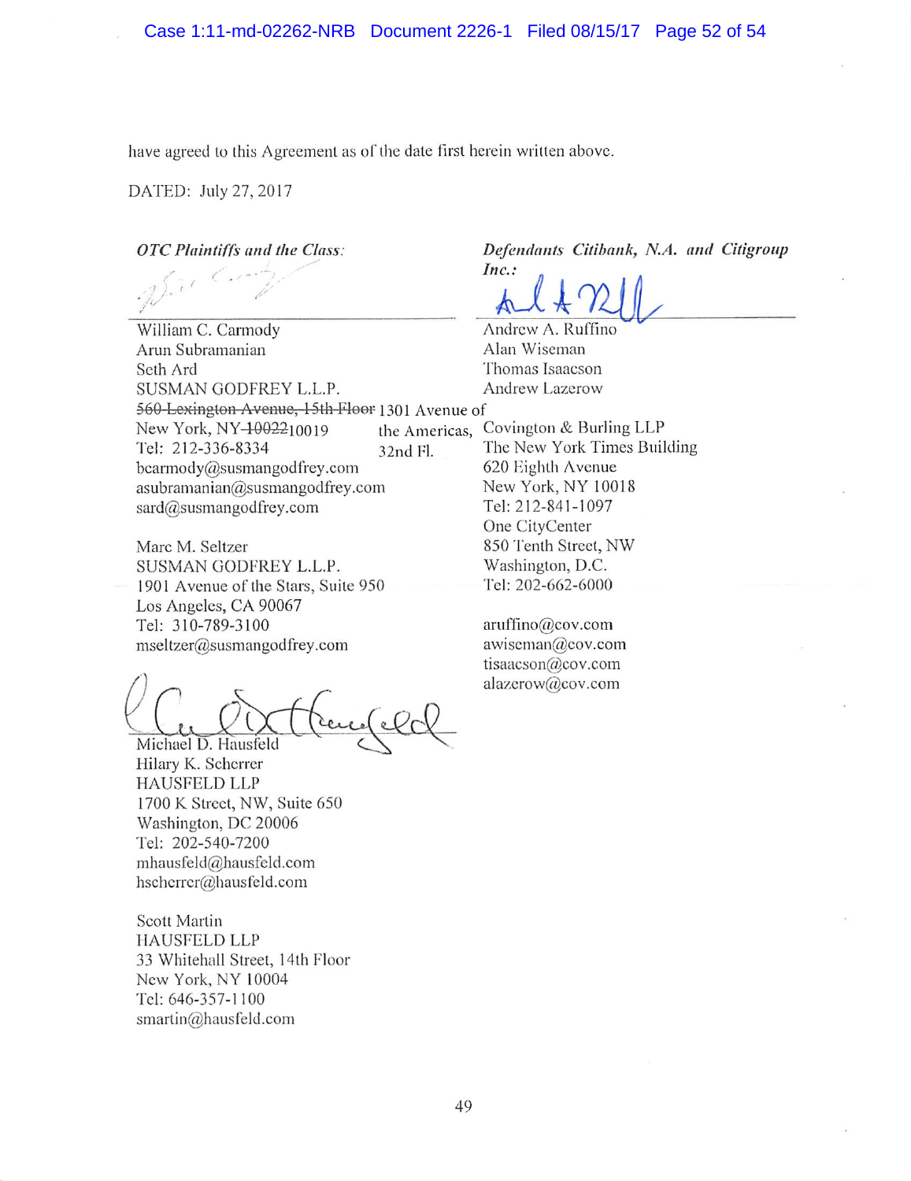have agreed to this Agreement as of the date first herein written above.

DATED: July 27, 2017

*OTC Plaintiffs and the Class:*

William C. Carmody
Arun Subramanian
Seth Ard
SUSMAN GODFREY L.L.P.
~~560 Lexington Avenue, 15th Floor~~ 1301 Avenue of the Americas, 32nd Fl.
New York, NY ~~10022~~10019
Tel: 212-336-8334
bcarmody@susmangodfrey.com
asubramanian@susmangodfrey.com
sard@susmangodfrey.com

Marc M. Seltzer
SUSMAN GODFREY L.L.P.
1901 Avenue of the Stars, Suite 950
Los Angeles, CA 90067
Tel: 310-789-3100
mseltzer@susmangodfrey.com

Michael D. Hausfeld
Hilary K. Scherrer
HAUSFELD LLP
1700 K Street, NW, Suite 650
Washington, DC 20006
Tel: 202-540-7200
mhausfeld@hausfeld.com
hscherrer@hausfeld.com

Scott Martin
HAUSFELD LLP
33 Whitehall Street, 14th Floor
New York, NY 10004
Tel: 646-357-1100
smartin@hausfeld.com

*Defendants Citibank, N.A. and Citigroup Inc.:*

Andrew A. Ruffino
Alan Wiseman
Thomas Isaacson
Andrew Lazerow
Covington & Burling LLP
The New York Times Building
620 Eighth Avenue
New York, NY 10018
Tel: 212-841-1097
One CityCenter
850 Tenth Street, NW
Washington, D.C.
Tel: 202-662-6000

aruffino@cov.com
awiseman@cov.com
tisaacson@cov.com
alazerow@cov.com